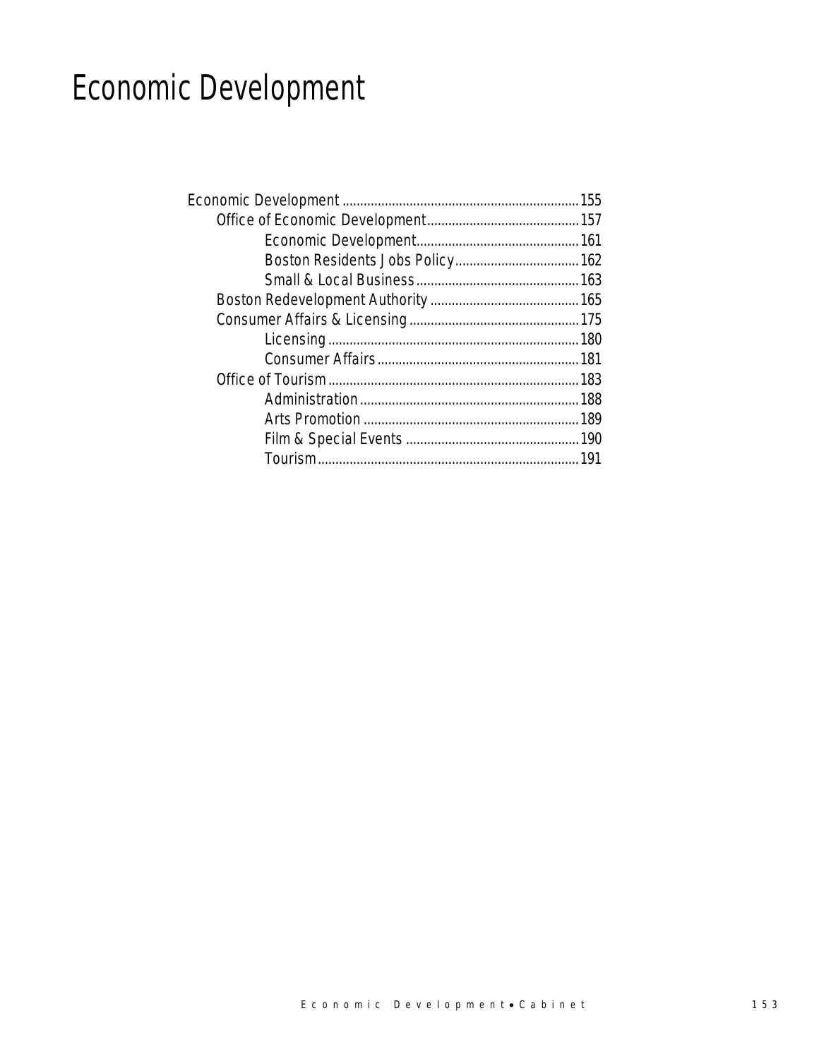# Economic Development

- Economic Development ........ 155
  - Office of Economic Development ........ 157
    - Economic Development ........ 161
    - Boston Residents Jobs Policy ........ 162
    - Small & Local Business ........ 163
  - Boston Redevelopment Authority ........ 165
  - Consumer Affairs & Licensing ........ 175
    - Licensing ........ 180
    - Consumer Affairs ........ 181
  - Office of Tourism ........ 183
    - Administration ........ 188
    - Arts Promotion ........ 189
    - Film & Special Events ........ 190
    - Tourism ........ 191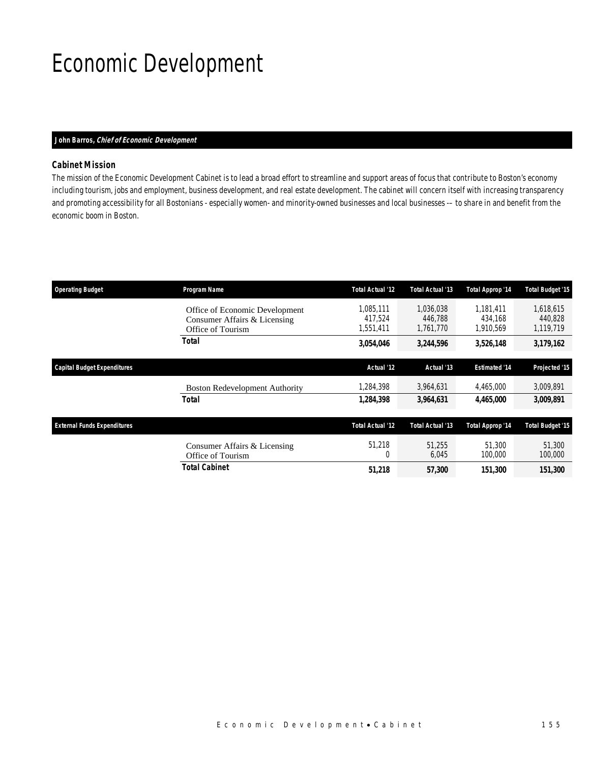# Economic Development

**John Barros, *Chief of Economic Development***

### Cabinet Mission

The mission of the Economic Development Cabinet is to lead a broad effort to streamline and support areas of focus that contribute to Boston's economy including tourism, jobs and employment, business development, and real estate development. The cabinet will concern itself with increasing transparency and promoting accessibility for all Bostonians - especially women- and minority-owned businesses and local businesses –– to share in and benefit from the economic boom in Boston.

| Operating Budget | Program Name | Total Actual '12 | Total Actual '13 | Total Approp '14 | Total Budget '15 |
|---|---|---|---|---|---|
| | Office of Economic Development | 1,085,111 | 1,036,038 | 1,181,411 | 1,618,615 |
| | Consumer Affairs & Licensing | 417,524 | 446,788 | 434,168 | 440,828 |
| | Office of Tourism | 1,551,411 | 1,761,770 | 1,910,569 | 1,119,719 |
| | **Total** | **3,054,046** | **3,244,596** | **3,526,148** | **3,179,162** |

| Capital Budget Expenditures | | Actual '12 | Actual '13 | Estimated '14 | Projected '15 |
|---|---|---|---|---|---|
| | Boston Redevelopment Authority | 1,284,398 | 3,964,631 | 4,465,000 | 3,009,891 |
| | **Total** | **1,284,398** | **3,964,631** | **4,465,000** | **3,009,891** |

| External Funds Expenditures | | Total Actual '12 | Total Actual '13 | Total Approp '14 | Total Budget '15 |
|---|---|---|---|---|---|
| | Consumer Affairs & Licensing | 51,218 | 51,255 | 51,300 | 51,300 |
| | Office of Tourism | 0 | 6,045 | 100,000 | 100,000 |
| | **Total Cabinet** | **51,218** | **57,300** | **151,300** | **151,300** |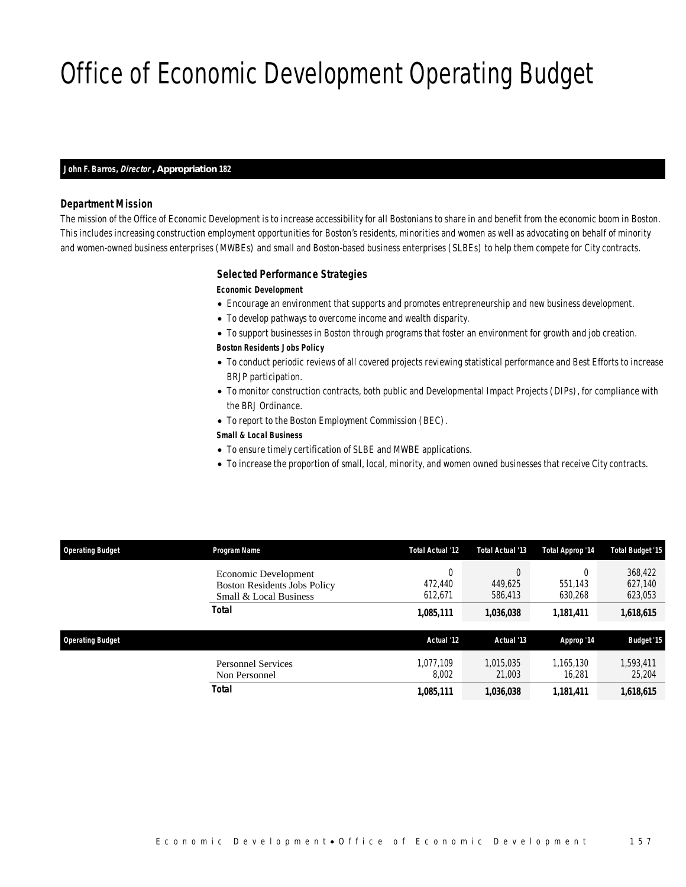# Office of Economic Development Operating Budget

**John F. Barros, *Director*, Appropriation 182**

### Department Mission

The mission of the Office of Economic Development is to increase accessibility for all Bostonians to share in and benefit from the economic boom in Boston. This includes increasing construction employment opportunities for Boston's residents, minorities and women as well as advocating on behalf of minority and women-owned business enterprises (MWBEs) and small and Boston-based business enterprises (SLBEs) to help them compete for City contracts.

### Selected Performance Strategies

**Economic Development**

- Encourage an environment that supports and promotes entrepreneurship and new business development.
- To develop pathways to overcome income and wealth disparity.
- To support businesses in Boston through programs that foster an environment for growth and job creation.

**Boston Residents Jobs Policy**

- To conduct periodic reviews of all covered projects reviewing statistical performance and Best Efforts to increase BRJP participation.
- To monitor construction contracts, both public and Developmental Impact Projects (DIPs), for compliance with the BRJ Ordinance.
- To report to the Boston Employment Commission (BEC).

**Small & Local Business**

- To ensure timely certification of SLBE and MWBE applications.
- To increase the proportion of small, local, minority, and women owned businesses that receive City contracts.

| Operating Budget | Program Name | Total Actual '12 | Total Actual '13 | Total Approp '14 | Total Budget '15 |
|---|---|---|---|---|---|
| | Economic Development | 0 | 0 | 0 | 368,422 |
| | Boston Residents Jobs Policy | 472,440 | 449,625 | 551,143 | 627,140 |
| | Small & Local Business | 612,671 | 586,413 | 630,268 | 623,053 |
| | **Total** | **1,085,111** | **1,036,038** | **1,181,411** | **1,618,615** |

| Operating Budget | | Actual '12 | Actual '13 | Approp '14 | Budget '15 |
|---|---|---|---|---|---|
| | Personnel Services | 1,077,109 | 1,015,035 | 1,165,130 | 1,593,411 |
| | Non Personnel | 8,002 | 21,003 | 16,281 | 25,204 |
| | **Total** | **1,085,111** | **1,036,038** | **1,181,411** | **1,618,615** |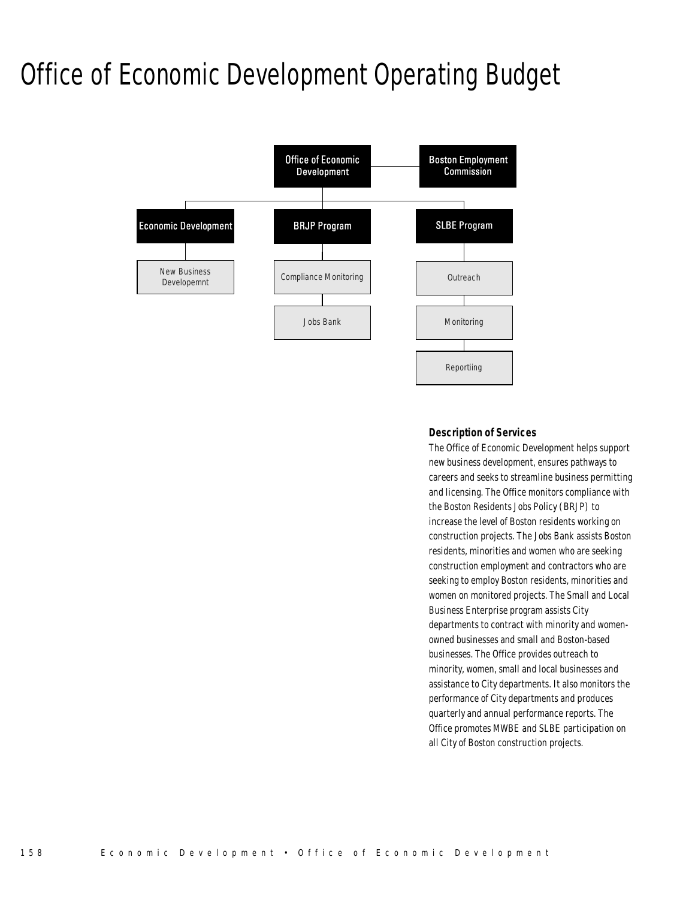# Office of Economic Development Operating Budget

Office of Economic Development

Boston Employment Commission

Economic Development

- New Business Developemnt

BRJP Program

- Compliance Monitoring
- Jobs Bank

SLBE Program

- Outreach
- Monitoring
- Reportiing

### Description of Services

The Office of Economic Development helps support new business development, ensures pathways to careers and seeks to streamline business permitting and licensing. The Office monitors compliance with the Boston Residents Jobs Policy (BRJP) to increase the level of Boston residents working on construction projects. The Jobs Bank assists Boston residents, minorities and women who are seeking construction employment and contractors who are seeking to employ Boston residents, minorities and women on monitored projects. The Small and Local Business Enterprise program assists City departments to contract with minority and women-owned businesses and small and Boston-based businesses. The Office provides outreach to minority, women, small and local businesses and assistance to City departments. It also monitors the performance of City departments and produces quarterly and annual performance reports. The Office promotes MWBE and SLBE participation on all City of Boston construction projects.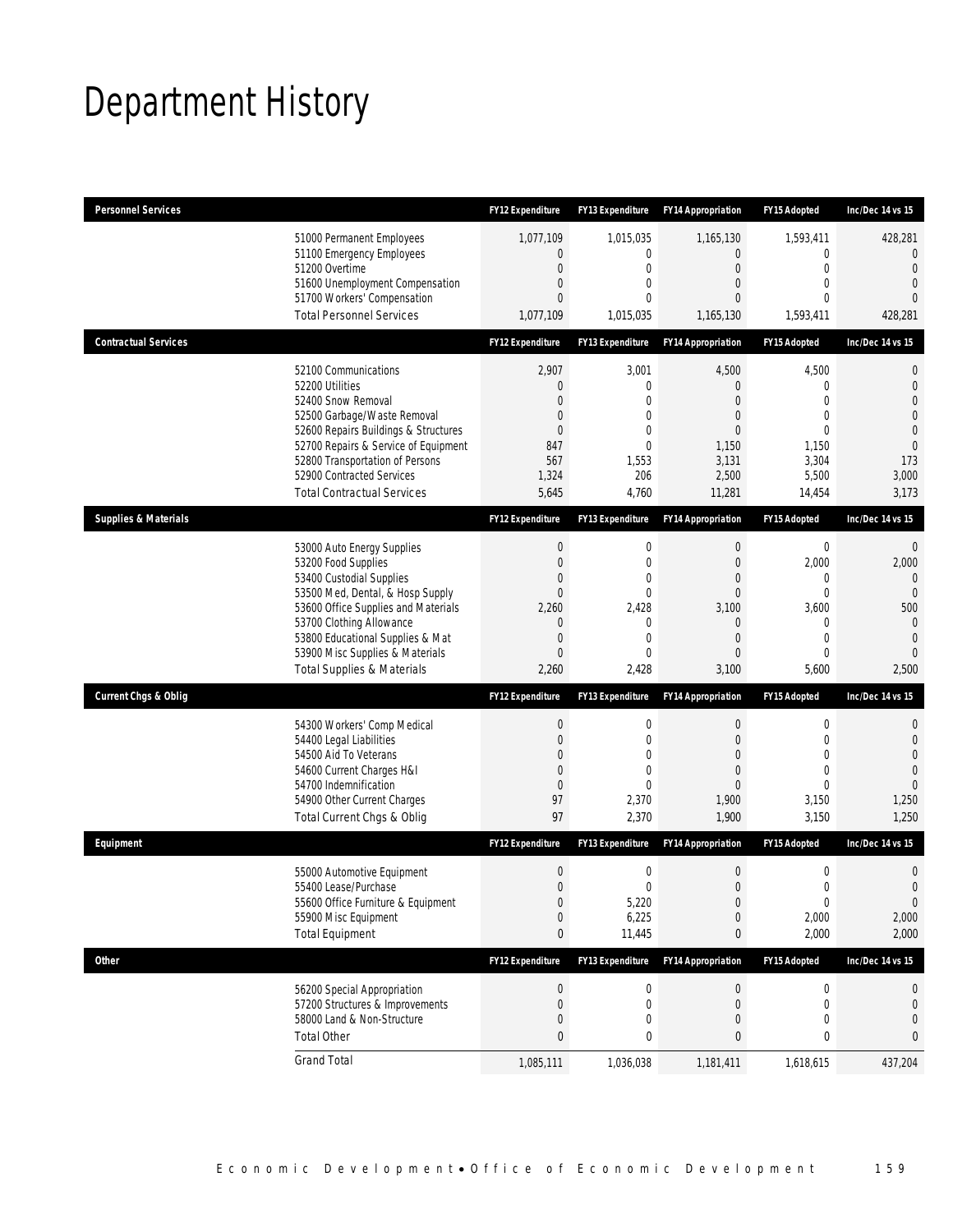# Department History

| Personnel Services | FY12 Expenditure | FY13 Expenditure | FY14 Appropriation | FY15 Adopted | Inc/Dec 14 vs 15 |
|---|---|---|---|---|---|
| 51000 Permanent Employees | 1,077,109 | 1,015,035 | 1,165,130 | 1,593,411 | 428,281 |
| 51100 Emergency Employees | 0 | 0 | 0 | 0 | 0 |
| 51200 Overtime | 0 | 0 | 0 | 0 | 0 |
| 51600 Unemployment Compensation | 0 | 0 | 0 | 0 | 0 |
| 51700 Workers' Compensation | 0 | 0 | 0 | 0 | 0 |
| Total Personnel Services | 1,077,109 | 1,015,035 | 1,165,130 | 1,593,411 | 428,281 |

| Contractual Services | FY12 Expenditure | FY13 Expenditure | FY14 Appropriation | FY15 Adopted | Inc/Dec 14 vs 15 |
|---|---|---|---|---|---|
| 52100 Communications | 2,907 | 3,001 | 4,500 | 4,500 | 0 |
| 52200 Utilities | 0 | 0 | 0 | 0 | 0 |
| 52400 Snow Removal | 0 | 0 | 0 | 0 | 0 |
| 52500 Garbage/Waste Removal | 0 | 0 | 0 | 0 | 0 |
| 52600 Repairs Buildings & Structures | 0 | 0 | 0 | 0 | 0 |
| 52700 Repairs & Service of Equipment | 847 | 0 | 1,150 | 1,150 | 0 |
| 52800 Transportation of Persons | 567 | 1,553 | 3,131 | 3,304 | 173 |
| 52900 Contracted Services | 1,324 | 206 | 2,500 | 5,500 | 3,000 |
| Total Contractual Services | 5,645 | 4,760 | 11,281 | 14,454 | 3,173 |

| Supplies & Materials | FY12 Expenditure | FY13 Expenditure | FY14 Appropriation | FY15 Adopted | Inc/Dec 14 vs 15 |
|---|---|---|---|---|---|
| 53000 Auto Energy Supplies | 0 | 0 | 0 | 0 | 0 |
| 53200 Food Supplies | 0 | 0 | 0 | 2,000 | 2,000 |
| 53400 Custodial Supplies | 0 | 0 | 0 | 0 | 0 |
| 53500 Med, Dental, & Hosp Supply | 0 | 0 | 0 | 0 | 0 |
| 53600 Office Supplies and Materials | 2,260 | 2,428 | 3,100 | 3,600 | 500 |
| 53700 Clothing Allowance | 0 | 0 | 0 | 0 | 0 |
| 53800 Educational Supplies & Mat | 0 | 0 | 0 | 0 | 0 |
| 53900 Misc Supplies & Materials | 0 | 0 | 0 | 0 | 0 |
| Total Supplies & Materials | 2,260 | 2,428 | 3,100 | 5,600 | 2,500 |

| Current Chgs & Oblig | FY12 Expenditure | FY13 Expenditure | FY14 Appropriation | FY15 Adopted | Inc/Dec 14 vs 15 |
|---|---|---|---|---|---|
| 54300 Workers' Comp Medical | 0 | 0 | 0 | 0 | 0 |
| 54400 Legal Liabilities | 0 | 0 | 0 | 0 | 0 |
| 54500 Aid To Veterans | 0 | 0 | 0 | 0 | 0 |
| 54600 Current Charges H&I | 0 | 0 | 0 | 0 | 0 |
| 54700 Indemnification | 0 | 0 | 0 | 0 | 0 |
| 54900 Other Current Charges | 97 | 2,370 | 1,900 | 3,150 | 1,250 |
| Total Current Chgs & Oblig | 97 | 2,370 | 1,900 | 3,150 | 1,250 |

| Equipment | FY12 Expenditure | FY13 Expenditure | FY14 Appropriation | FY15 Adopted | Inc/Dec 14 vs 15 |
|---|---|---|---|---|---|
| 55000 Automotive Equipment | 0 | 0 | 0 | 0 | 0 |
| 55400 Lease/Purchase | 0 | 0 | 0 | 0 | 0 |
| 55600 Office Furniture & Equipment | 0 | 5,220 | 0 | 0 | 0 |
| 55900 Misc Equipment | 0 | 6,225 | 0 | 2,000 | 2,000 |
| Total Equipment | 0 | 11,445 | 0 | 2,000 | 2,000 |

| Other | FY12 Expenditure | FY13 Expenditure | FY14 Appropriation | FY15 Adopted | Inc/Dec 14 vs 15 |
|---|---|---|---|---|---|
| 56200 Special Appropriation | 0 | 0 | 0 | 0 | 0 |
| 57200 Structures & Improvements | 0 | 0 | 0 | 0 | 0 |
| 58000 Land & Non-Structure | 0 | 0 | 0 | 0 | 0 |
| Total Other | 0 | 0 | 0 | 0 | 0 |
| Grand Total | 1,085,111 | 1,036,038 | 1,181,411 | 1,618,615 | 437,204 |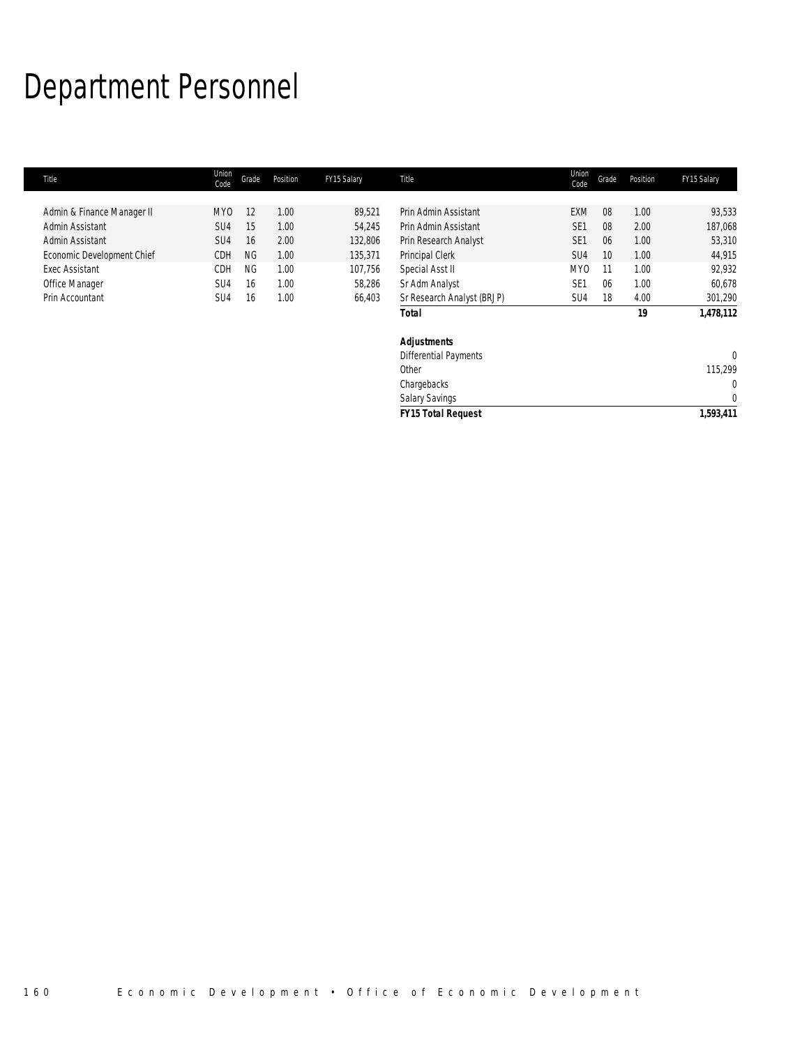# Department Personnel

| Title | Union Code | Grade | Position | FY15 Salary | Title | Union Code | Grade | Position | FY15 Salary |
|---|---|---|---|---|---|---|---|---|---|
| Admin & Finance Manager II | MYO | 12 | 1.00 | 89,521 | Prin Admin Assistant | EXM | 08 | 1.00 | 93,533 |
| Admin Assistant | SU4 | 15 | 1.00 | 54,245 | Prin Admin Assistant | SE1 | 08 | 2.00 | 187,068 |
| Admin Assistant | SU4 | 16 | 2.00 | 132,806 | Prin Research Analyst | SE1 | 06 | 1.00 | 53,310 |
| Economic Development Chief | CDH | NG | 1.00 | 135,371 | Principal Clerk | SU4 | 10 | 1.00 | 44,915 |
| Exec Assistant | CDH | NG | 1.00 | 107,756 | Special Asst II | MYO | 11 | 1.00 | 92,932 |
| Office Manager | SU4 | 16 | 1.00 | 58,286 | Sr Adm Analyst | SE1 | 06 | 1.00 | 60,678 |
| Prin Accountant | SU4 | 16 | 1.00 | 66,403 | Sr Research Analyst (BRJP) | SU4 | 18 | 4.00 | 301,290 |
| | | | | | ***Total*** | | | ***19*** | ***1,478,112*** |
| | | | | | | | | | |
| | | | | | ***Adjustments*** | | | | |
| | | | | | Differential Payments | | | | 0 |
| | | | | | Other | | | | 115,299 |
| | | | | | Chargebacks | | | | 0 |
| | | | | | Salary Savings | | | | 0 |
| | | | | | ***FY15 Total Request*** | | | | ***1,593,411*** |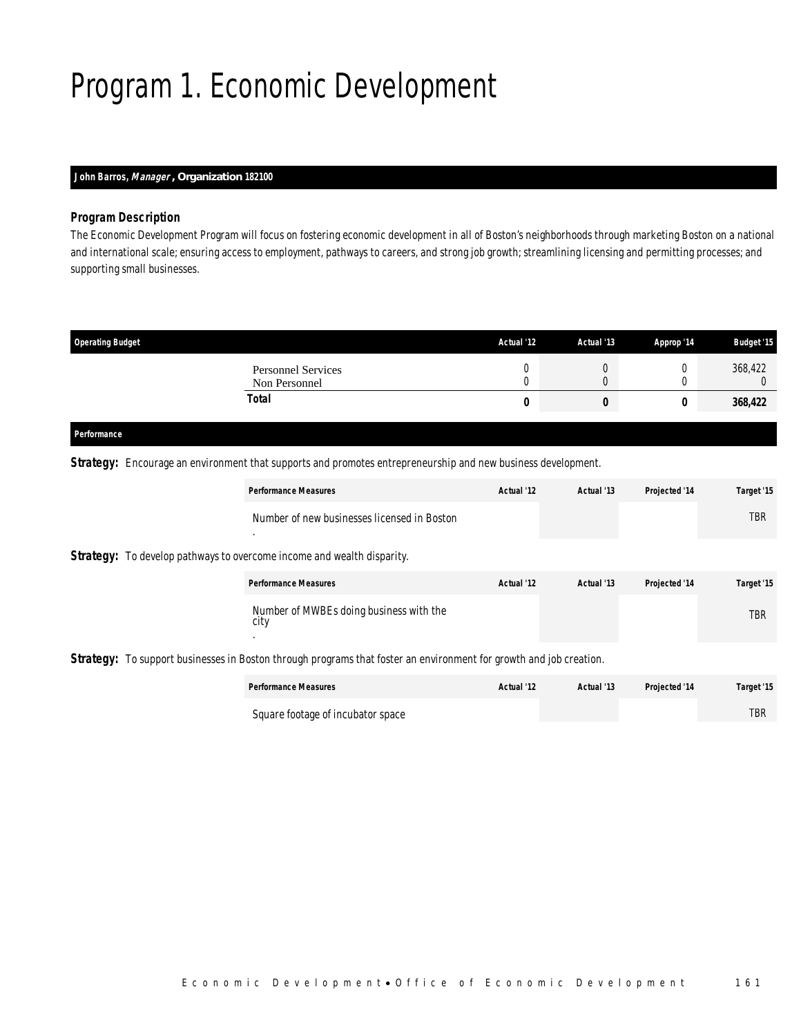# Program 1. Economic Development

**John Barros, *Manager*, Organization 182100**

### Program Description

The Economic Development Program will focus on fostering economic development in all of Boston's neighborhoods through marketing Boston on a national and international scale; ensuring access to employment, pathways to careers, and strong job growth; streamlining licensing and permitting processes; and supporting small businesses.

| Operating Budget | Actual '12 | Actual '13 | Approp '14 | Budget '15 |
|---|---|---|---|---|
| Personnel Services | 0 | 0 | 0 | 368,422 |
| Non Personnel | 0 | 0 | 0 | 0 |
| **Total** | **0** | **0** | **0** | **368,422** |

### Performance

**Strategy:** Encourage an environment that supports and promotes entrepreneurship and new business development.

| Performance Measures | Actual '12 | Actual '13 | Projected '14 | Target '15 |
|---|---|---|---|---|
| Number of new businesses licensed in Boston | | | | TBR |

**Strategy:** To develop pathways to overcome income and wealth disparity.

| Performance Measures | Actual '12 | Actual '13 | Projected '14 | Target '15 |
|---|---|---|---|---|
| Number of MWBEs doing business with the city | | | | TBR |

**Strategy:** To support businesses in Boston through programs that foster an environment for growth and job creation.

| Performance Measures | Actual '12 | Actual '13 | Projected '14 | Target '15 |
|---|---|---|---|---|
| Square footage of incubator space | | | | TBR |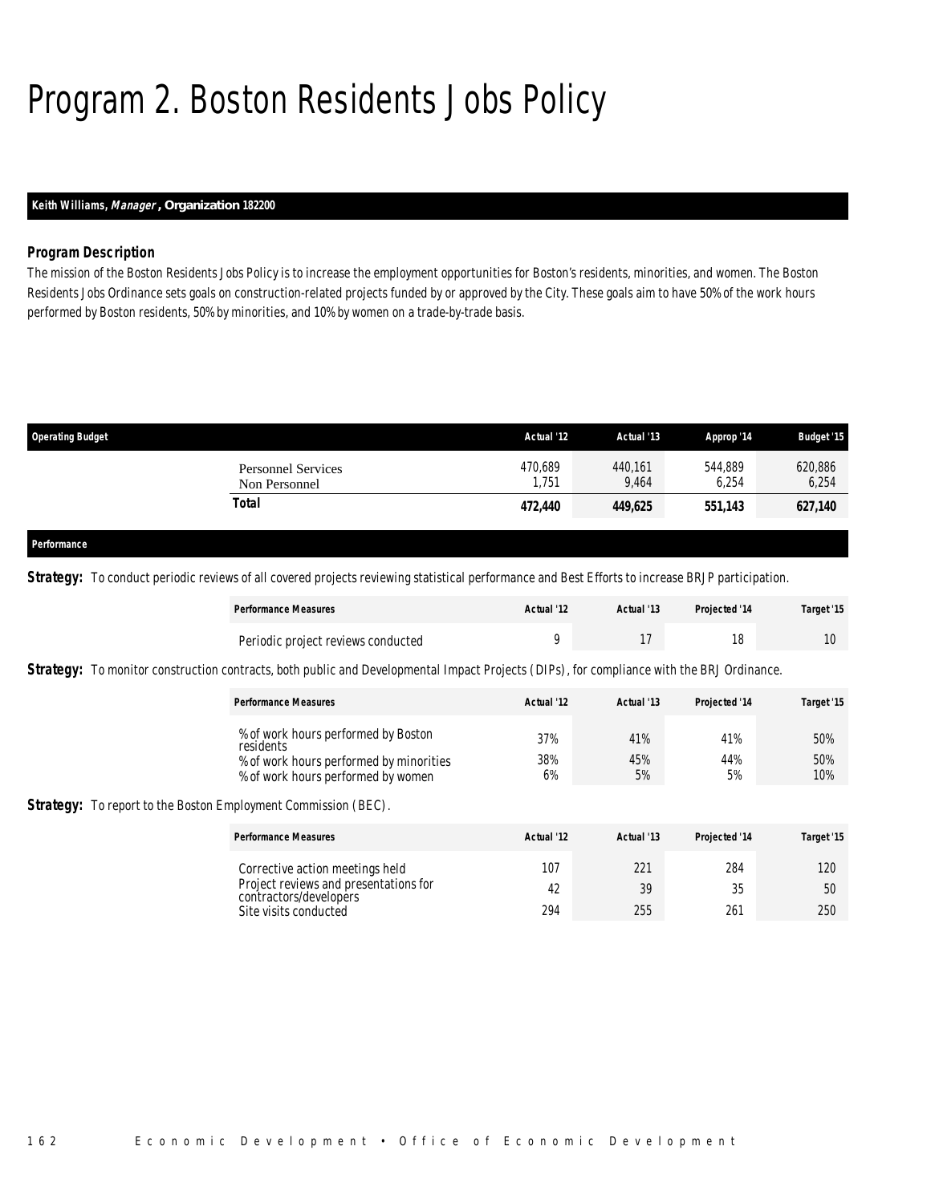# Program 2. Boston Residents Jobs Policy

**Keith Williams, *Manager*, Organization 182200**

### *Program Description*

The mission of the Boston Residents Jobs Policy is to increase the employment opportunities for Boston's residents, minorities, and women. The Boston Residents Jobs Ordinance sets goals on construction-related projects funded by or approved by the City. These goals aim to have 50% of the work hours performed by Boston residents, 50% by minorities, and 10% by women on a trade-by-trade basis.

| Operating Budget | Actual '12 | Actual '13 | Approp '14 | Budget '15 |
|---|---|---|---|---|
| Personnel Services | 470,689 | 440,161 | 544,889 | 620,886 |
| Non Personnel | 1,751 | 9,464 | 6,254 | 6,254 |
| **Total** | **472,440** | **449,625** | **551,143** | **627,140** |

**Performance**

***Strategy:*** To conduct periodic reviews of all covered projects reviewing statistical performance and Best Efforts to increase BRJP participation.

| Performance Measures | Actual '12 | Actual '13 | Projected '14 | Target '15 |
|---|---|---|---|---|
| Periodic project reviews conducted | 9 | 17 | 18 | 10 |

***Strategy:*** To monitor construction contracts, both public and Developmental Impact Projects (DIPs), for compliance with the BRJ Ordinance.

| Performance Measures | Actual '12 | Actual '13 | Projected '14 | Target '15 |
|---|---|---|---|---|
| % of work hours performed by Boston residents | 37% | 41% | 41% | 50% |
| % of work hours performed by minorities | 38% | 45% | 44% | 50% |
| % of work hours performed by women | 6% | 5% | 5% | 10% |

***Strategy:*** To report to the Boston Employment Commission (BEC).

| Performance Measures | Actual '12 | Actual '13 | Projected '14 | Target '15 |
|---|---|---|---|---|
| Corrective action meetings held | 107 | 221 | 284 | 120 |
| Project reviews and presentations for contractors/developers | 42 | 39 | 35 | 50 |
| Site visits conducted | 294 | 255 | 261 | 250 |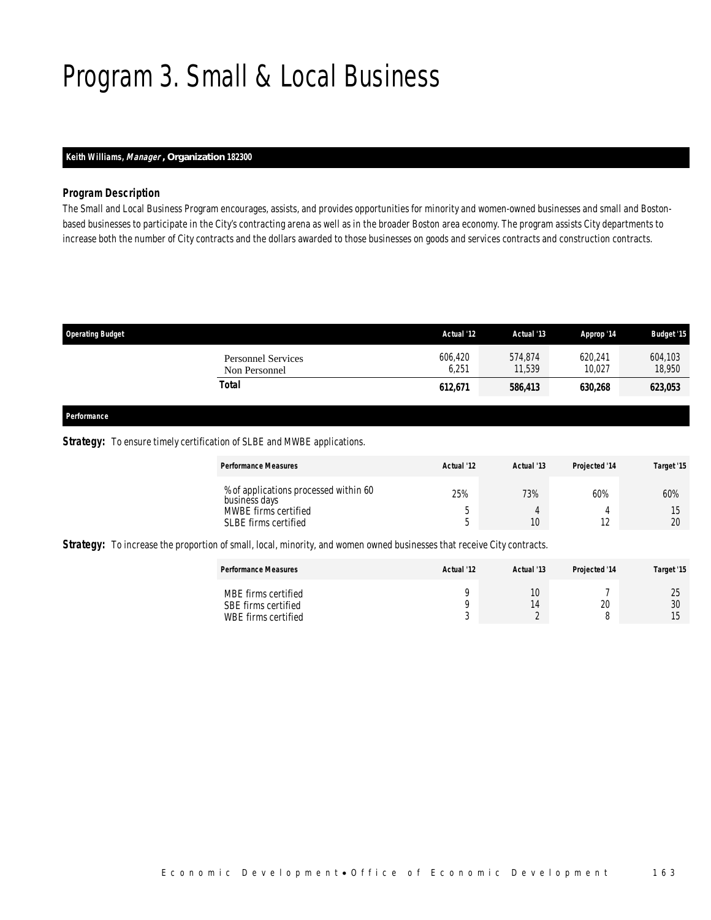# Program 3. Small & Local Business

**Keith Williams, *Manager*, Organization 182300**

### Program Description

The Small and Local Business Program encourages, assists, and provides opportunities for minority and women-owned businesses and small and Boston-based businesses to participate in the City's contracting arena as well as in the broader Boston area economy. The program assists City departments to increase both the number of City contracts and the dollars awarded to those businesses on goods and services contracts and construction contracts.

| Operating Budget | Actual '12 | Actual '13 | Approp '14 | Budget '15 |
|---|---|---|---|---|
| Personnel Services | 606,420 | 574,874 | 620,241 | 604,103 |
| Non Personnel | 6,251 | 11,539 | 10,027 | 18,950 |
| **Total** | **612,671** | **586,413** | **630,268** | **623,053** |

### Performance

**Strategy:** To ensure timely certification of SLBE and MWBE applications.

| Performance Measures | Actual '12 | Actual '13 | Projected '14 | Target '15 |
|---|---|---|---|---|
| % of applications processed within 60 business days | 25% | 73% | 60% | 60% |
| MWBE firms certified | 5 | 4 | 4 | 15 |
| SLBE firms certified | 5 | 10 | 12 | 20 |

**Strategy:** To increase the proportion of small, local, minority, and women owned businesses that receive City contracts.

| Performance Measures | Actual '12 | Actual '13 | Projected '14 | Target '15 |
|---|---|---|---|---|
| MBE firms certified | 9 | 10 | 7 | 25 |
| SBE firms certified | 9 | 14 | 20 | 30 |
| WBE firms certified | 3 | 2 | 8 | 15 |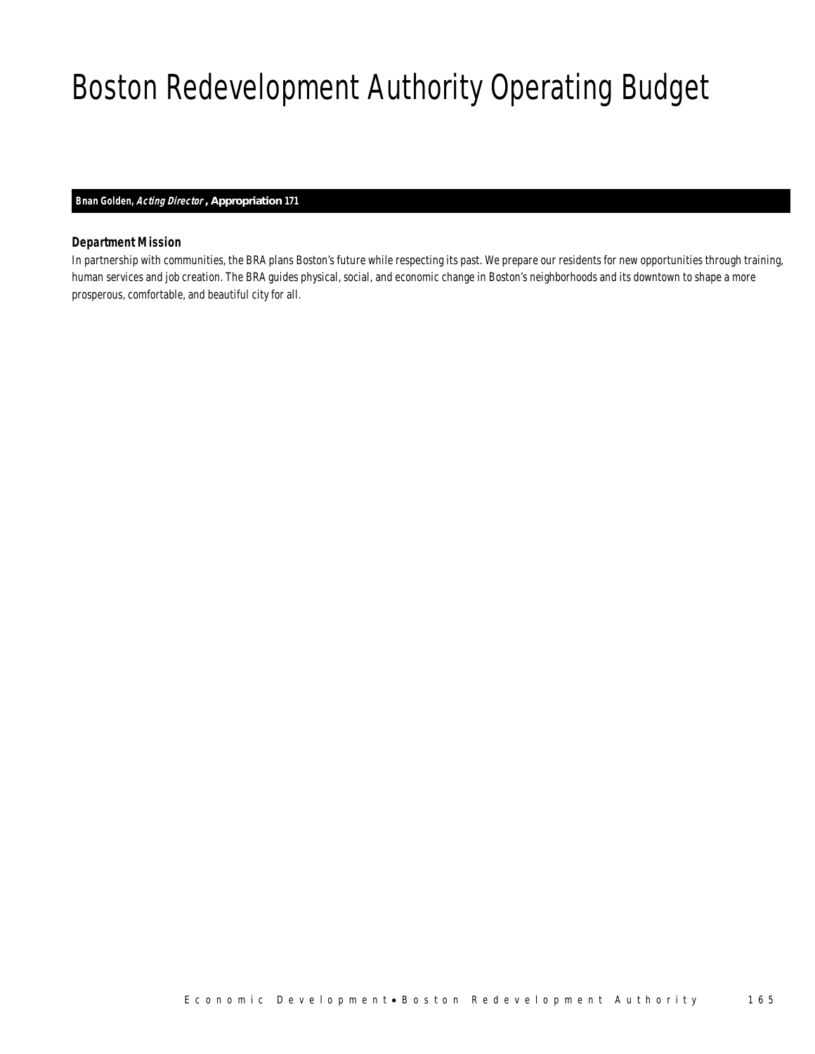# Boston Redevelopment Authority Operating Budget

**Bnan Golden, *Acting Director*, Appropriation 171**

### *Department Mission*

*In partnership with communities, the BRA plans Boston's future while respecting its past. We prepare our residents for new opportunities through training, human services and job creation. The BRA guides physical, social, and economic change in Boston's neighborhoods and its downtown to shape a more prosperous, comfortable, and beautiful city for all.*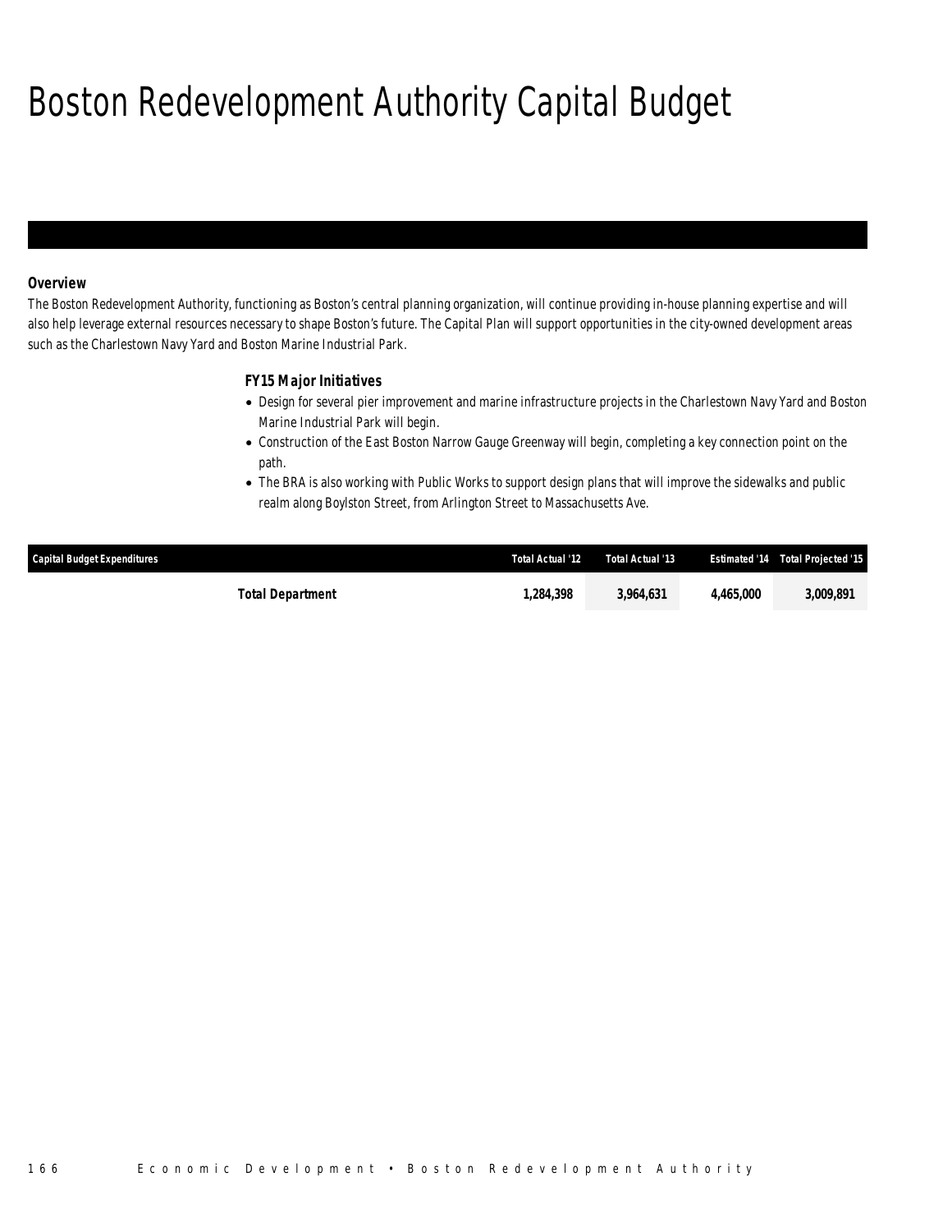# Boston Redevelopment Authority Capital Budget

### *Overview*

*The Boston Redevelopment Authority, functioning as Boston's central planning organization, will continue providing in-house planning expertise and will also help leverage external resources necessary to shape Boston's future. The Capital Plan will support opportunities in the city-owned development areas such as the Charlestown Navy Yard and Boston Marine Industrial Park.*

### *FY15 Major Initiatives*

- *Design for several pier improvement and marine infrastructure projects in the Charlestown Navy Yard and Boston Marine Industrial Park will begin.*
- *Construction of the East Boston Narrow Gauge Greenway will begin, completing a key connection point on the path.*
- *The BRA is also working with Public Works to support design plans that will improve the sidewalks and public realm along Boylston Street, from Arlington Street to Massachusetts Ave.*

| Capital Budget Expenditures | Total Actual '12 | Total Actual '13 | Estimated '14 | Total Projected '15 |
|---|---|---|---|---|
| **Total Department** | **1,284,398** | **3,964,631** | **4,465,000** | **3,009,891** |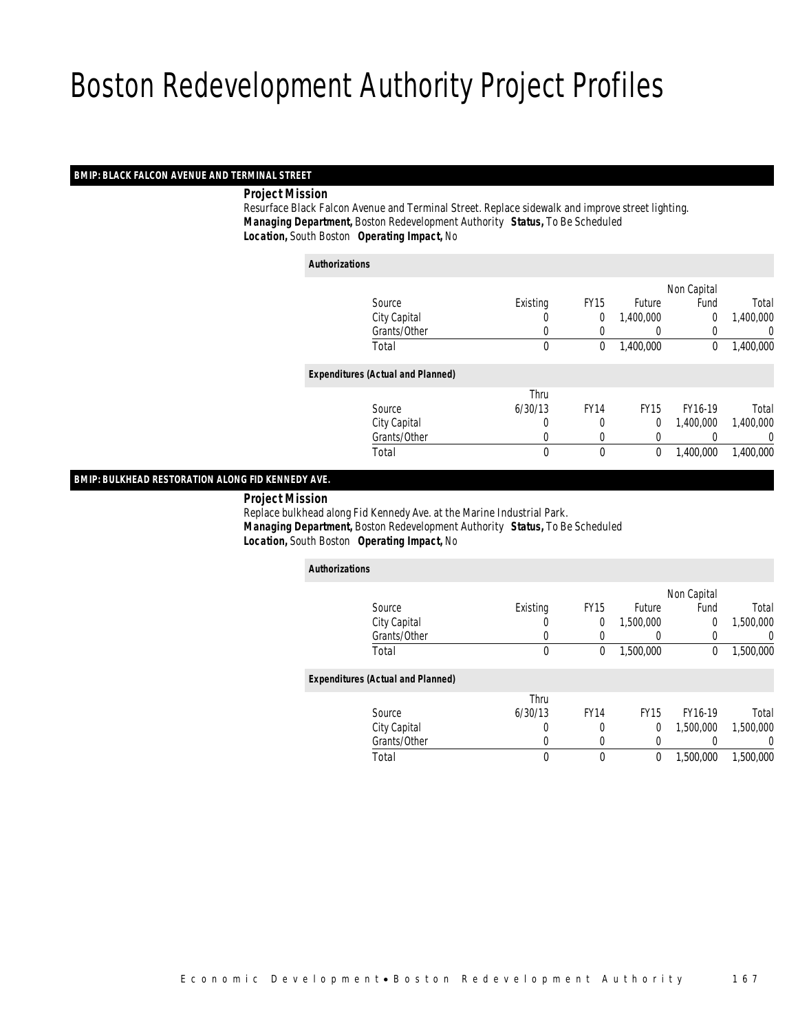# Boston Redevelopment Authority Project Profiles

## BMIP: BLACK FALCON AVENUE AND TERMINAL STREET

**Project Mission**

Resurface Black Falcon Avenue and Terminal Street. Replace sidewalk and improve street lighting.

***Managing Department,*** Boston Redevelopment Authority ***Status,*** To Be Scheduled

***Location,*** South Boston ***Operating Impact,*** No

***Authorizations***

| Source | Existing | FY15 | Future | Non Capital Fund | Total |
|---|---|---|---|---|---|
| City Capital | 0 | 0 | 1,400,000 | 0 | 1,400,000 |
| Grants/Other | 0 | 0 | 0 | 0 | 0 |
| Total | 0 | 0 | 1,400,000 | 0 | 1,400,000 |

***Expenditures (Actual and Planned)***

| Source | Thru 6/30/13 | FY14 | FY15 | FY16-19 | Total |
|---|---|---|---|---|---|
| City Capital | 0 | 0 | 0 | 1,400,000 | 1,400,000 |
| Grants/Other | 0 | 0 | 0 | 0 | 0 |
| Total | 0 | 0 | 0 | 1,400,000 | 1,400,000 |

## BMIP: BULKHEAD RESTORATION ALONG FID KENNEDY AVE.

**Project Mission**

Replace bulkhead along Fid Kennedy Ave. at the Marine Industrial Park.

***Managing Department,*** Boston Redevelopment Authority ***Status,*** To Be Scheduled

***Location,*** South Boston ***Operating Impact,*** No

***Authorizations***

| Source | Existing | FY15 | Future | Non Capital Fund | Total |
|---|---|---|---|---|---|
| City Capital | 0 | 0 | 1,500,000 | 0 | 1,500,000 |
| Grants/Other | 0 | 0 | 0 | 0 | 0 |
| Total | 0 | 0 | 1,500,000 | 0 | 1,500,000 |

***Expenditures (Actual and Planned)***

| Source | Thru 6/30/13 | FY14 | FY15 | FY16-19 | Total |
|---|---|---|---|---|---|
| City Capital | 0 | 0 | 0 | 1,500,000 | 1,500,000 |
| Grants/Other | 0 | 0 | 0 | 0 | 0 |
| Total | 0 | 0 | 0 | 1,500,000 | 1,500,000 |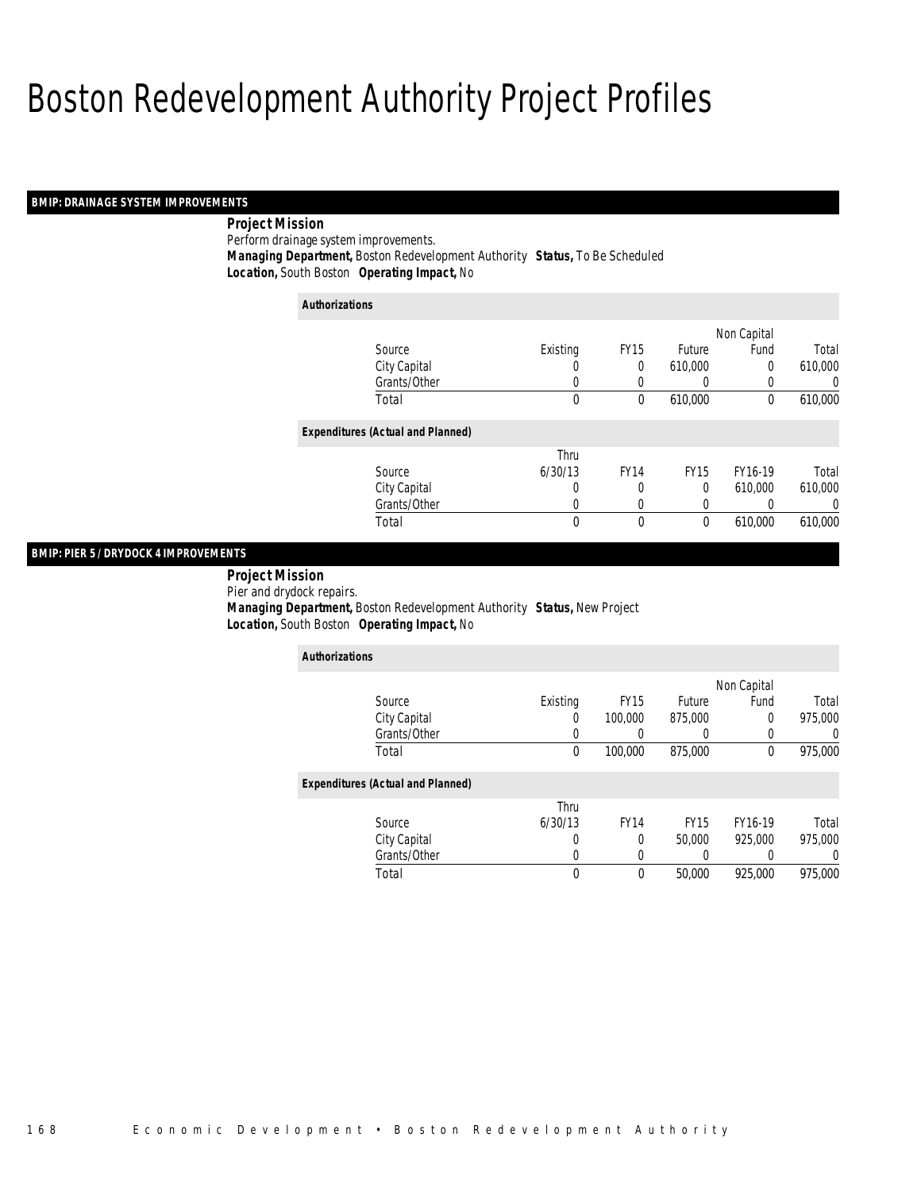# Boston Redevelopment Authority Project Profiles

## BMIP: DRAINAGE SYSTEM IMPROVEMENTS

**Project Mission**

Perform drainage system improvements.

**Managing Department,** Boston Redevelopment Authority **Status,** To Be Scheduled

**Location,** South Boston **Operating Impact,** No

**Authorizations**

| Source | Existing | FY15 | Future | Non Capital Fund | Total |
|---|---|---|---|---|---|
| City Capital | 0 | 0 | 610,000 | 0 | 610,000 |
| Grants/Other | 0 | 0 | 0 | 0 | 0 |
| Total | 0 | 0 | 610,000 | 0 | 610,000 |

**Expenditures (Actual and Planned)**

| Source | Thru 6/30/13 | FY14 | FY15 | FY16-19 | Total |
|---|---|---|---|---|---|
| City Capital | 0 | 0 | 0 | 610,000 | 610,000 |
| Grants/Other | 0 | 0 | 0 | 0 | 0 |
| Total | 0 | 0 | 0 | 610,000 | 610,000 |

## BMIP: PIER 5 / DRYDOCK 4 IMPROVEMENTS

**Project Mission**

Pier and drydock repairs.

**Managing Department,** Boston Redevelopment Authority **Status,** New Project

**Location,** South Boston **Operating Impact,** No

**Authorizations**

| Source | Existing | FY15 | Future | Non Capital Fund | Total |
|---|---|---|---|---|---|
| City Capital | 0 | 100,000 | 875,000 | 0 | 975,000 |
| Grants/Other | 0 | 0 | 0 | 0 | 0 |
| Total | 0 | 100,000 | 875,000 | 0 | 975,000 |

**Expenditures (Actual and Planned)**

| Source | Thru 6/30/13 | FY14 | FY15 | FY16-19 | Total |
|---|---|---|---|---|---|
| City Capital | 0 | 0 | 50,000 | 925,000 | 975,000 |
| Grants/Other | 0 | 0 | 0 | 0 | 0 |
| Total | 0 | 0 | 50,000 | 925,000 | 975,000 |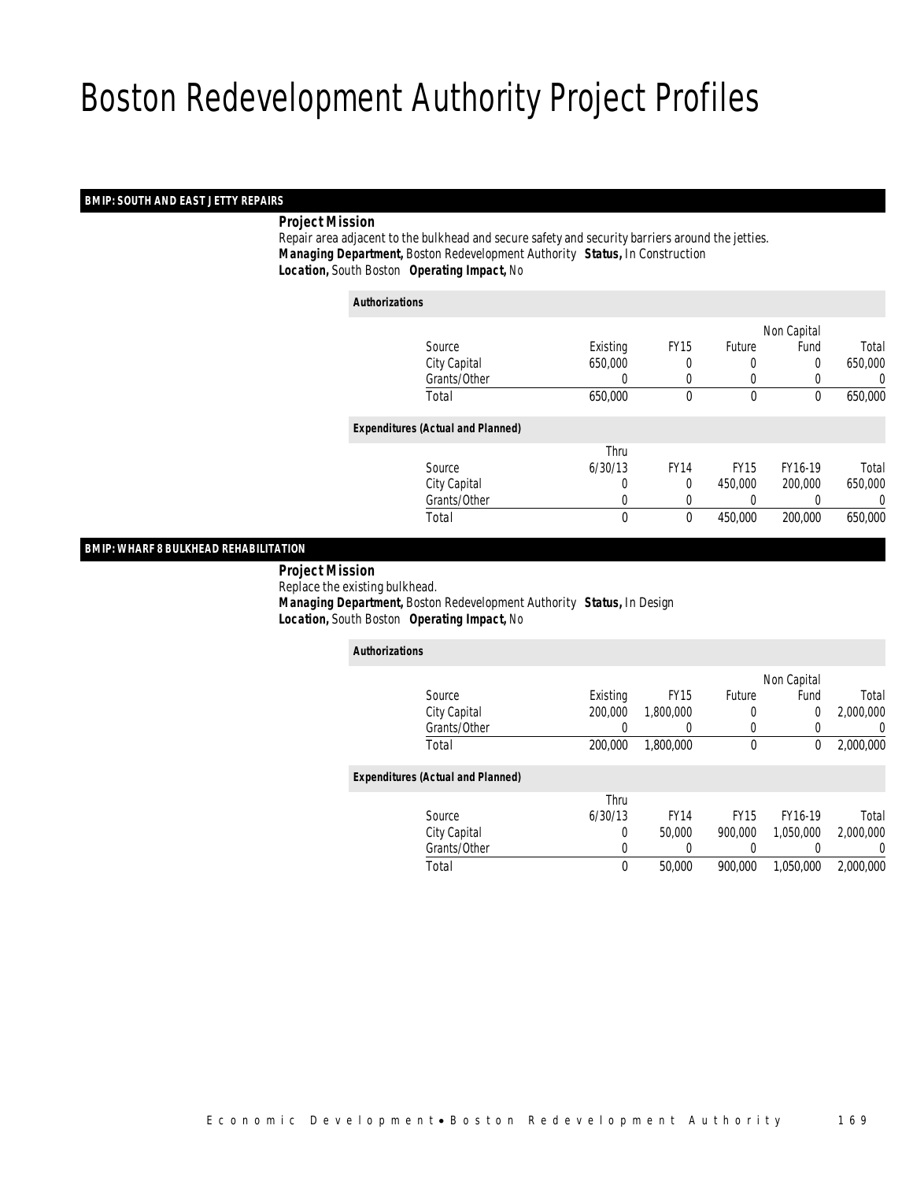# Boston Redevelopment Authority Project Profiles

## BMIP: SOUTH AND EAST JETTY REPAIRS

**Project Mission**

Repair area adjacent to the bulkhead and secure safety and security barriers around the jetties.

***Managing Department,*** Boston Redevelopment Authority ***Status,*** In Construction

***Location,*** South Boston ***Operating Impact,*** No

**Authorizations**

| Source | Existing | FY15 | Future | Non Capital Fund | Total |
|---|---|---|---|---|---|
| City Capital | 650,000 | 0 | 0 | 0 | 650,000 |
| Grants/Other | 0 | 0 | 0 | 0 | 0 |
| Total | 650,000 | 0 | 0 | 0 | 650,000 |

**Expenditures (Actual and Planned)**

| Source | Thru 6/30/13 | FY14 | FY15 | FY16-19 | Total |
|---|---|---|---|---|---|
| City Capital | 0 | 0 | 450,000 | 200,000 | 650,000 |
| Grants/Other | 0 | 0 | 0 | 0 | 0 |
| Total | 0 | 0 | 450,000 | 200,000 | 650,000 |

## BMIP: WHARF 8 BULKHEAD REHABILITATION

**Project Mission**

Replace the existing bulkhead.

***Managing Department,*** Boston Redevelopment Authority ***Status,*** In Design

***Location,*** South Boston ***Operating Impact,*** No

**Authorizations**

| Source | Existing | FY15 | Future | Non Capital Fund | Total |
|---|---|---|---|---|---|
| City Capital | 200,000 | 1,800,000 | 0 | 0 | 2,000,000 |
| Grants/Other | 0 | 0 | 0 | 0 | 0 |
| Total | 200,000 | 1,800,000 | 0 | 0 | 2,000,000 |

**Expenditures (Actual and Planned)**

| Source | Thru 6/30/13 | FY14 | FY15 | FY16-19 | Total |
|---|---|---|---|---|---|
| City Capital | 0 | 50,000 | 900,000 | 1,050,000 | 2,000,000 |
| Grants/Other | 0 | 0 | 0 | 0 | 0 |
| Total | 0 | 50,000 | 900,000 | 1,050,000 | 2,000,000 |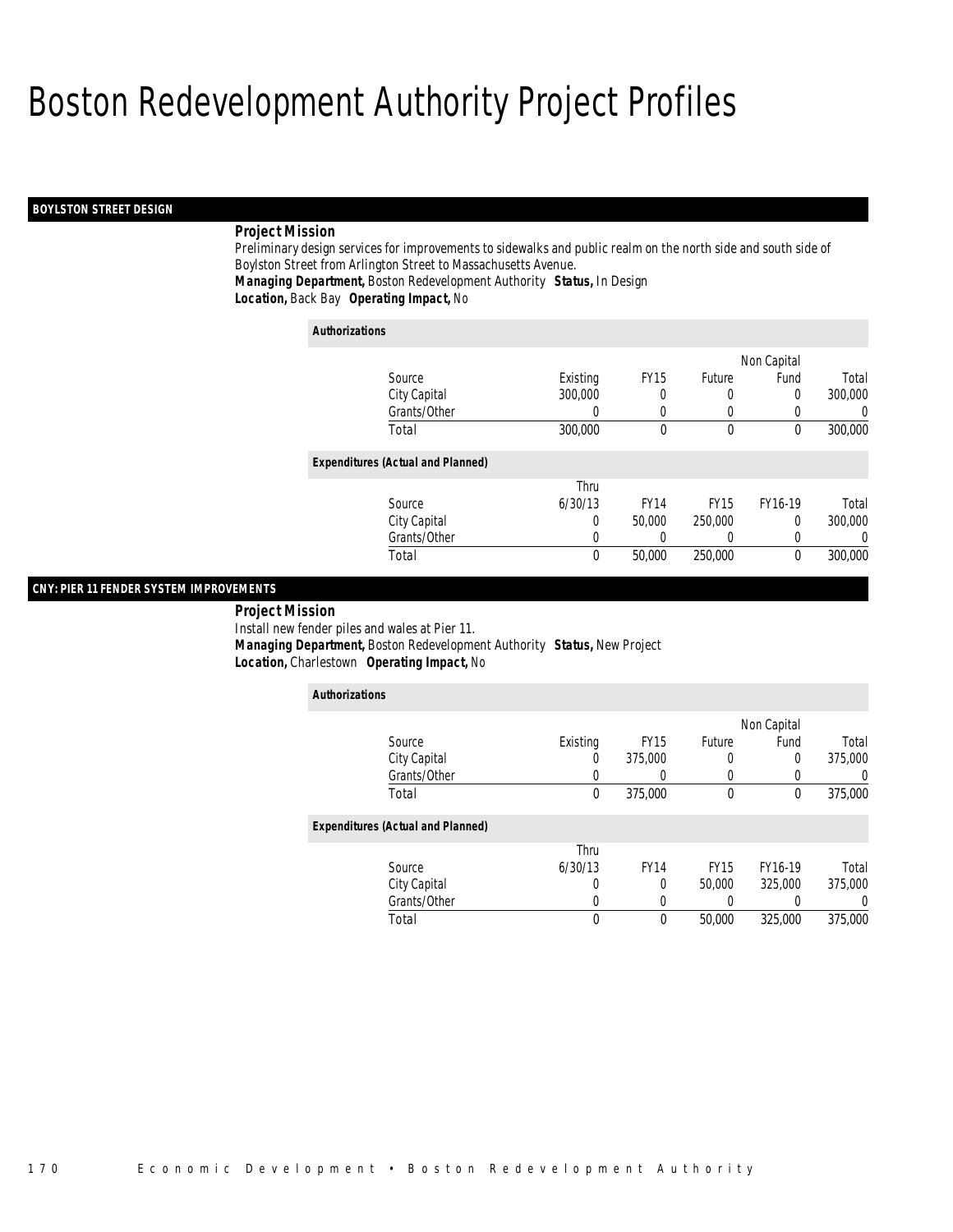# Boston Redevelopment Authority Project Profiles

## BOYLSTON STREET DESIGN

**Project Mission**

Preliminary design services for improvements to sidewalks and public realm on the north side and south side of Boylston Street from Arlington Street to Massachusetts Avenue.

***Managing Department,*** Boston Redevelopment Authority ***Status,*** In Design

***Location,*** Back Bay ***Operating Impact,*** No

***Authorizations***

| Source | Existing | FY15 | Future | Non Capital Fund | Total |
|---|---|---|---|---|---|
| City Capital | 300,000 | 0 | 0 | 0 | 300,000 |
| Grants/Other | 0 | 0 | 0 | 0 | 0 |
| Total | 300,000 | 0 | 0 | 0 | 300,000 |

***Expenditures (Actual and Planned)***

| Source | Thru 6/30/13 | FY14 | FY15 | FY16-19 | Total |
|---|---|---|---|---|---|
| City Capital | 0 | 50,000 | 250,000 | 0 | 300,000 |
| Grants/Other | 0 | 0 | 0 | 0 | 0 |
| Total | 0 | 50,000 | 250,000 | 0 | 300,000 |

## CNY: PIER 11 FENDER SYSTEM IMPROVEMENTS

**Project Mission**

Install new fender piles and wales at Pier 11.

***Managing Department,*** Boston Redevelopment Authority ***Status,*** New Project

***Location,*** Charlestown ***Operating Impact,*** No

***Authorizations***

| Source | Existing | FY15 | Future | Non Capital Fund | Total |
|---|---|---|---|---|---|
| City Capital | 0 | 375,000 | 0 | 0 | 375,000 |
| Grants/Other | 0 | 0 | 0 | 0 | 0 |
| Total | 0 | 375,000 | 0 | 0 | 375,000 |

***Expenditures (Actual and Planned)***

| Source | Thru 6/30/13 | FY14 | FY15 | FY16-19 | Total |
|---|---|---|---|---|---|
| City Capital | 0 | 0 | 50,000 | 325,000 | 375,000 |
| Grants/Other | 0 | 0 | 0 | 0 | 0 |
| Total | 0 | 0 | 50,000 | 325,000 | 375,000 |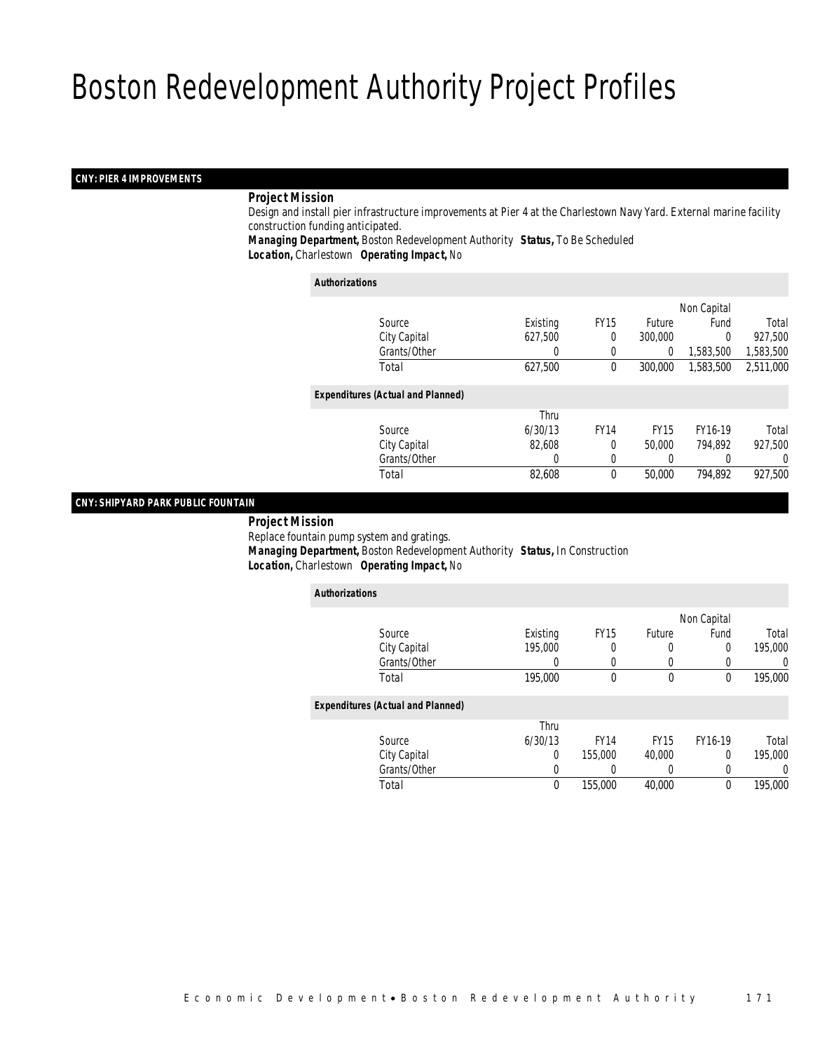# Boston Redevelopment Authority Project Profiles

## CNY: PIER 4 IMPROVEMENTS

**Project Mission**

Design and install pier infrastructure improvements at Pier 4 at the Charlestown Navy Yard. External marine facility construction funding anticipated.

***Managing Department,*** Boston Redevelopment Authority ***Status,*** To Be Scheduled
***Location,*** Charlestown ***Operating Impact,*** No

***Authorizations***

| Source | Existing | FY15 | Future | Non Capital Fund | Total |
|---|---|---|---|---|---|
| City Capital | 627,500 | 0 | 300,000 | 0 | 927,500 |
| Grants/Other | 0 | 0 | 0 | 1,583,500 | 1,583,500 |
| Total | 627,500 | 0 | 300,000 | 1,583,500 | 2,511,000 |

***Expenditures (Actual and Planned)***

| Source | Thru 6/30/13 | FY14 | FY15 | FY16-19 | Total |
|---|---|---|---|---|---|
| City Capital | 82,608 | 0 | 50,000 | 794,892 | 927,500 |
| Grants/Other | 0 | 0 | 0 | 0 | 0 |
| Total | 82,608 | 0 | 50,000 | 794,892 | 927,500 |

## CNY: SHIPYARD PARK PUBLIC FOUNTAIN

**Project Mission**

Replace fountain pump system and gratings.

***Managing Department,*** Boston Redevelopment Authority ***Status,*** In Construction
***Location,*** Charlestown ***Operating Impact,*** No

***Authorizations***

| Source | Existing | FY15 | Future | Non Capital Fund | Total |
|---|---|---|---|---|---|
| City Capital | 195,000 | 0 | 0 | 0 | 195,000 |
| Grants/Other | 0 | 0 | 0 | 0 | 0 |
| Total | 195,000 | 0 | 0 | 0 | 195,000 |

***Expenditures (Actual and Planned)***

| Source | Thru 6/30/13 | FY14 | FY15 | FY16-19 | Total |
|---|---|---|---|---|---|
| City Capital | 0 | 155,000 | 40,000 | 0 | 195,000 |
| Grants/Other | 0 | 0 | 0 | 0 | 0 |
| Total | 0 | 155,000 | 40,000 | 0 | 195,000 |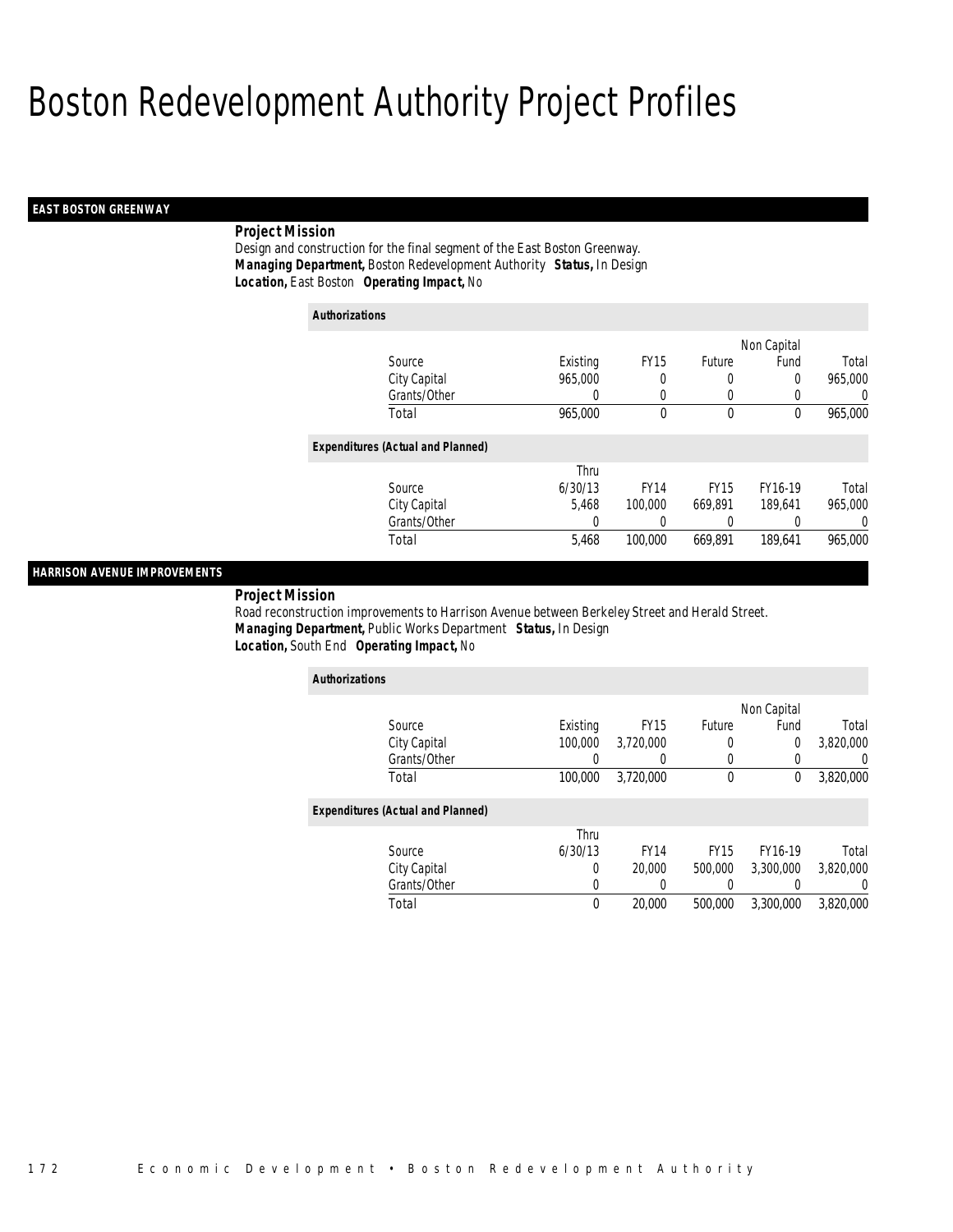# Boston Redevelopment Authority Project Profiles

## EAST BOSTON GREENWAY

**Project Mission**

Design and construction for the final segment of the East Boston Greenway.

***Managing Department,*** Boston Redevelopment Authority ***Status,*** In Design

***Location,*** East Boston ***Operating Impact,*** No

**Authorizations**

| Source | Existing | FY15 | Future | Non Capital Fund | Total |
|---|---|---|---|---|---|
| City Capital | 965,000 | 0 | 0 | 0 | 965,000 |
| Grants/Other | 0 | 0 | 0 | 0 | 0 |
| Total | 965,000 | 0 | 0 | 0 | 965,000 |

**Expenditures (Actual and Planned)**

| Source | Thru 6/30/13 | FY14 | FY15 | FY16-19 | Total |
|---|---|---|---|---|---|
| City Capital | 5,468 | 100,000 | 669,891 | 189,641 | 965,000 |
| Grants/Other | 0 | 0 | 0 | 0 | 0 |
| Total | 5,468 | 100,000 | 669,891 | 189,641 | 965,000 |

## HARRISON AVENUE IMPROVEMENTS

**Project Mission**

Road reconstruction improvements to Harrison Avenue between Berkeley Street and Herald Street.

***Managing Department,*** Public Works Department ***Status,*** In Design

***Location,*** South End ***Operating Impact,*** No

**Authorizations**

| Source | Existing | FY15 | Future | Non Capital Fund | Total |
|---|---|---|---|---|---|
| City Capital | 100,000 | 3,720,000 | 0 | 0 | 3,820,000 |
| Grants/Other | 0 | 0 | 0 | 0 | 0 |
| Total | 100,000 | 3,720,000 | 0 | 0 | 3,820,000 |

**Expenditures (Actual and Planned)**

| Source | Thru 6/30/13 | FY14 | FY15 | FY16-19 | Total |
|---|---|---|---|---|---|
| City Capital | 0 | 20,000 | 500,000 | 3,300,000 | 3,820,000 |
| Grants/Other | 0 | 0 | 0 | 0 | 0 |
| Total | 0 | 20,000 | 500,000 | 3,300,000 | 3,820,000 |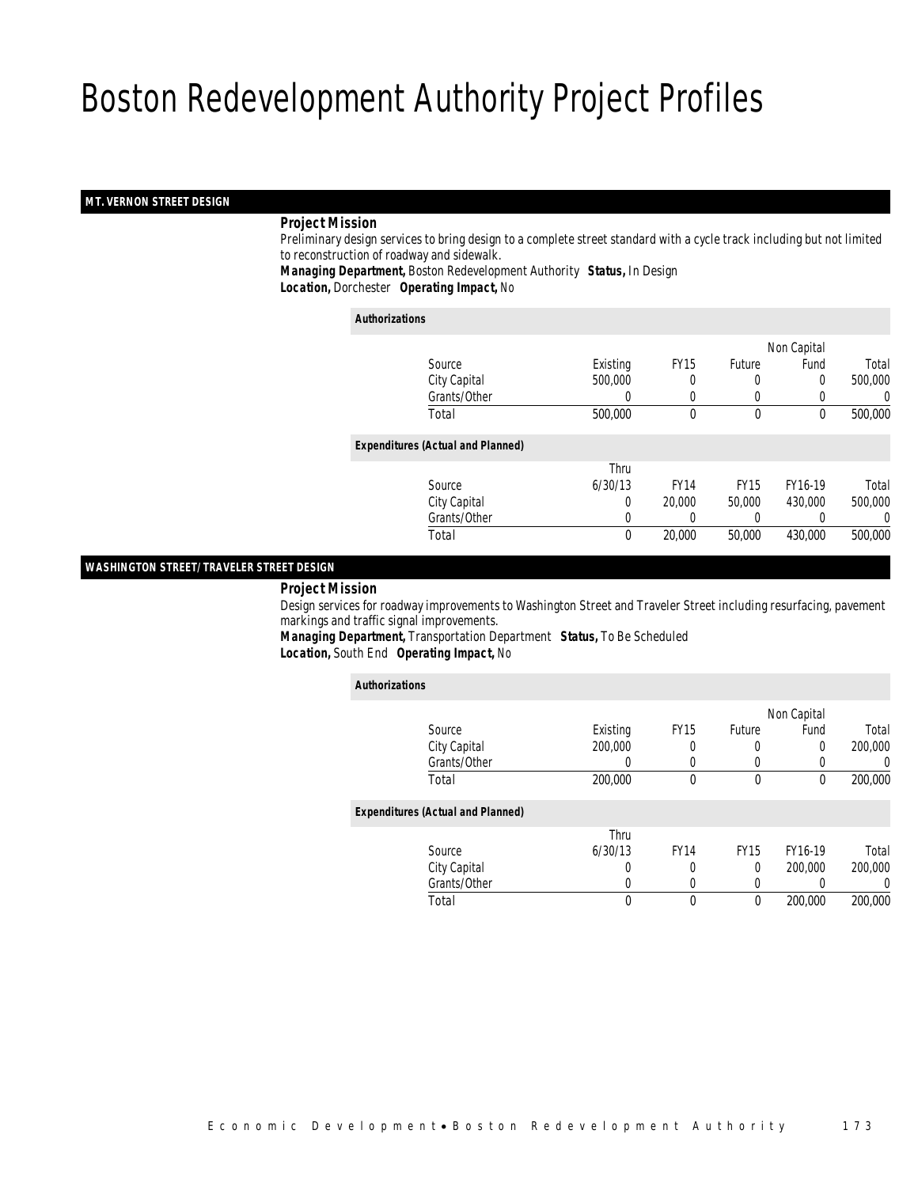# Boston Redevelopment Authority Project Profiles

## MT. VERNON STREET DESIGN

**Project Mission**

Preliminary design services to bring design to a complete street standard with a cycle track including but not limited to reconstruction of roadway and sidewalk.

**Managing Department,** Boston Redevelopment Authority **Status,** In Design

**Location,** Dorchester **Operating Impact,** No

*Authorizations*

| Source | Existing | FY15 | Future | Non Capital Fund | Total |
|---|---|---|---|---|---|
| City Capital | 500,000 | 0 | 0 | 0 | 500,000 |
| Grants/Other | 0 | 0 | 0 | 0 | 0 |
| Total | 500,000 | 0 | 0 | 0 | 500,000 |

*Expenditures (Actual and Planned)*

| Source | Thru 6/30/13 | FY14 | FY15 | FY16-19 | Total |
|---|---|---|---|---|---|
| City Capital | 0 | 20,000 | 50,000 | 430,000 | 500,000 |
| Grants/Other | 0 | 0 | 0 | 0 | 0 |
| Total | 0 | 20,000 | 50,000 | 430,000 | 500,000 |

## WASHINGTON STREET/TRAVELER STREET DESIGN

**Project Mission**

Design services for roadway improvements to Washington Street and Traveler Street including resurfacing, pavement markings and traffic signal improvements.

**Managing Department,** Transportation Department **Status,** To Be Scheduled

**Location,** South End **Operating Impact,** No

*Authorizations*

| Source | Existing | FY15 | Future | Non Capital Fund | Total |
|---|---|---|---|---|---|
| City Capital | 200,000 | 0 | 0 | 0 | 200,000 |
| Grants/Other | 0 | 0 | 0 | 0 | 0 |
| Total | 200,000 | 0 | 0 | 0 | 200,000 |

*Expenditures (Actual and Planned)*

| Source | Thru 6/30/13 | FY14 | FY15 | FY16-19 | Total |
|---|---|---|---|---|---|
| City Capital | 0 | 0 | 0 | 200,000 | 200,000 |
| Grants/Other | 0 | 0 | 0 | 0 | 0 |
| Total | 0 | 0 | 0 | 200,000 | 200,000 |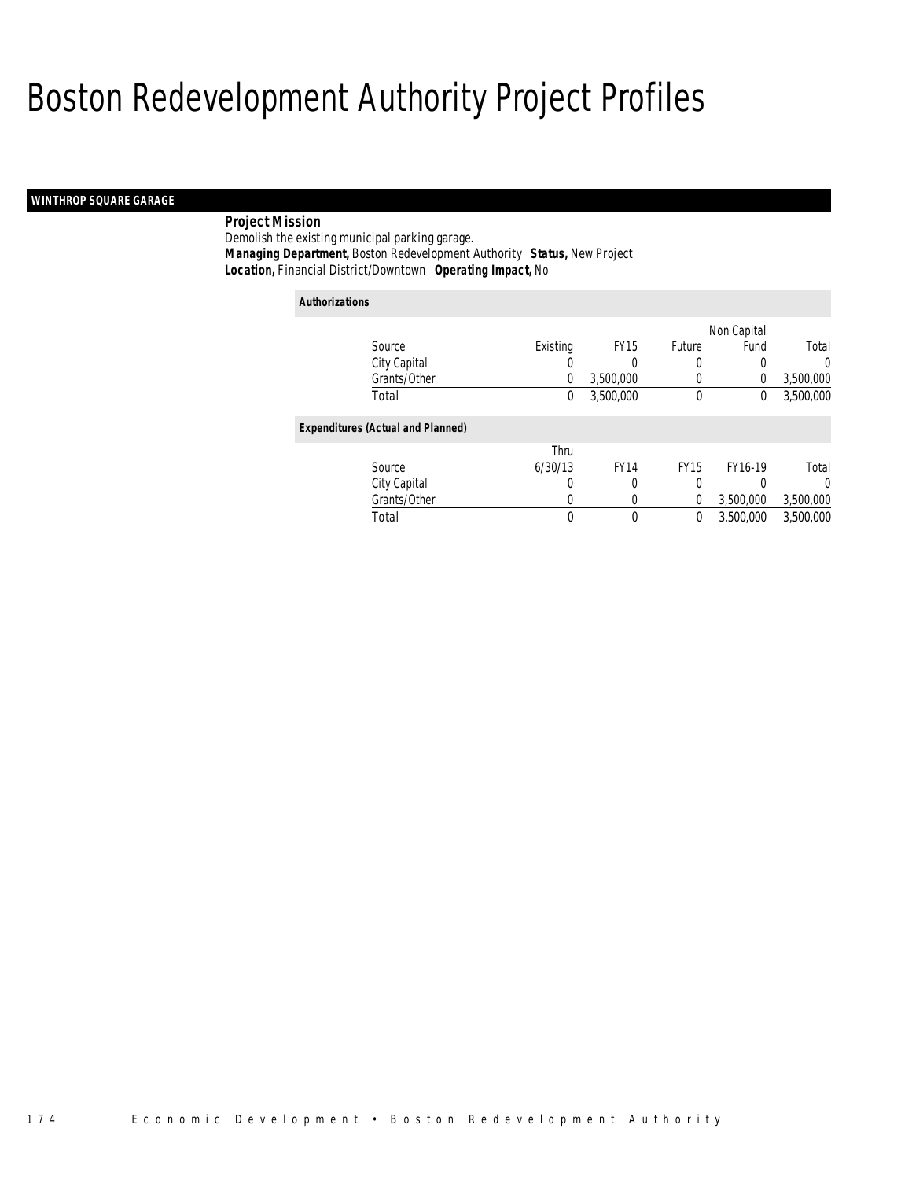# Boston Redevelopment Authority Project Profiles

## WINTHROP SQUARE GARAGE

**Project Mission**

Demolish the existing municipal parking garage.

***Managing Department,*** Boston Redevelopment Authority ***Status,*** New Project

***Location,*** Financial District/Downtown ***Operating Impact,*** No

**Authorizations**

| Source | Existing | FY15 | Future | Non Capital Fund | Total |
|---|---|---|---|---|---|
| City Capital | 0 | 0 | 0 | 0 | 0 |
| Grants/Other | 0 | 3,500,000 | 0 | 0 | 3,500,000 |
| Total | 0 | 3,500,000 | 0 | 0 | 3,500,000 |

**Expenditures (Actual and Planned)**

| Source | Thru 6/30/13 | FY14 | FY15 | FY16-19 | Total |
|---|---|---|---|---|---|
| City Capital | 0 | 0 | 0 | 0 | 0 |
| Grants/Other | 0 | 0 | 0 | 3,500,000 | 3,500,000 |
| Total | 0 | 0 | 0 | 3,500,000 | 3,500,000 |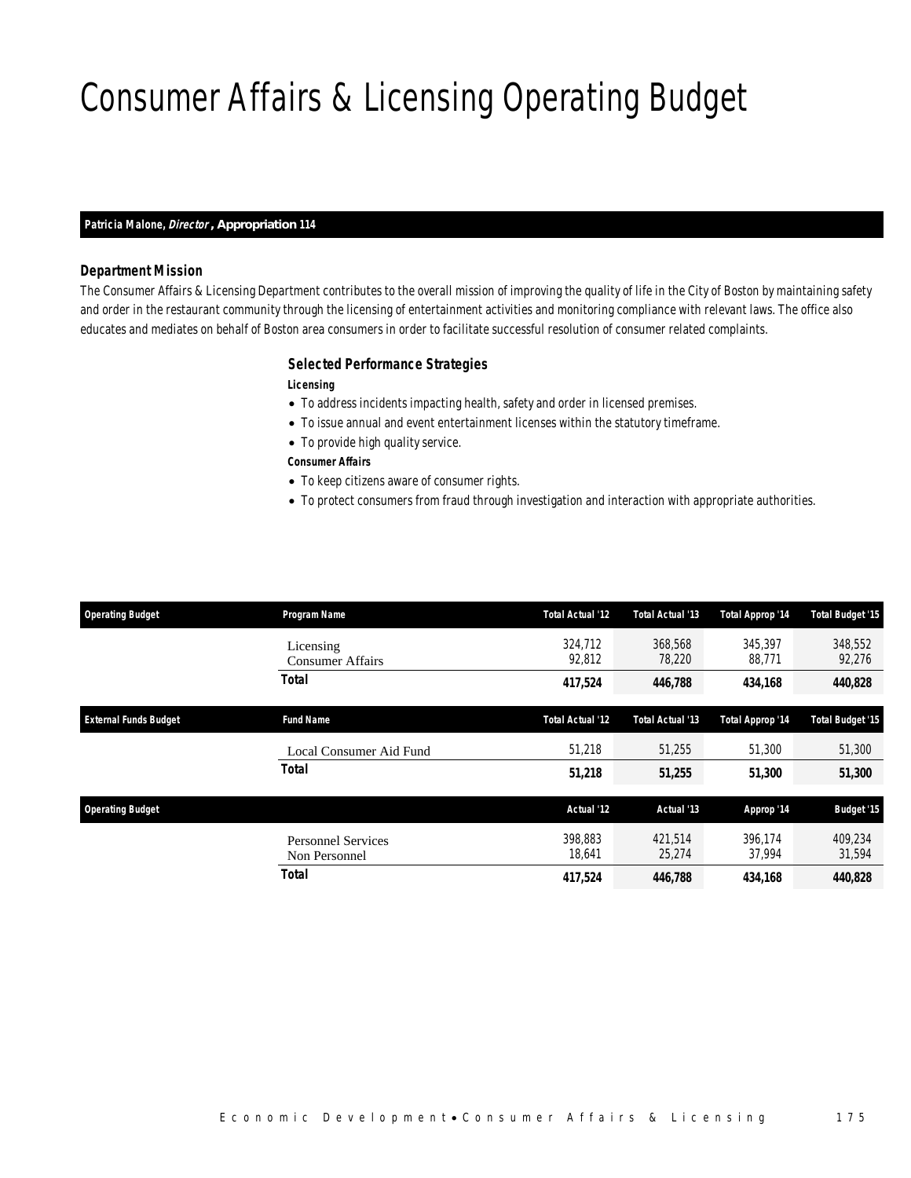# Consumer Affairs & Licensing Operating Budget

**Patricia Malone, *Director*, Appropriation 114**

### Department Mission

The Consumer Affairs & Licensing Department contributes to the overall mission of improving the quality of life in the City of Boston by maintaining safety and order in the restaurant community through the licensing of entertainment activities and monitoring compliance with relevant laws. The office also educates and mediates on behalf of Boston area consumers in order to facilitate successful resolution of consumer related complaints.

### Selected Performance Strategies

**Licensing**

- To address incidents impacting health, safety and order in licensed premises.
- To issue annual and event entertainment licenses within the statutory timeframe.
- To provide high quality service.

**Consumer Affairs**

- To keep citizens aware of consumer rights.
- To protect consumers from fraud through investigation and interaction with appropriate authorities.

| Operating Budget | Program Name | Total Actual '12 | Total Actual '13 | Total Approp '14 | Total Budget '15 |
|---|---|---|---|---|---|
| | Licensing | 324,712 | 368,568 | 345,397 | 348,552 |
| | Consumer Affairs | 92,812 | 78,220 | 88,771 | 92,276 |
| | **Total** | **417,524** | **446,788** | **434,168** | **440,828** |

| External Funds Budget | Fund Name | Total Actual '12 | Total Actual '13 | Total Approp '14 | Total Budget '15 |
|---|---|---|---|---|---|
| | Local Consumer Aid Fund | 51,218 | 51,255 | 51,300 | 51,300 |
| | **Total** | **51,218** | **51,255** | **51,300** | **51,300** |

| Operating Budget | | Actual '12 | Actual '13 | Approp '14 | Budget '15 |
|---|---|---|---|---|---|
| | Personnel Services | 398,883 | 421,514 | 396,174 | 409,234 |
| | Non Personnel | 18,641 | 25,274 | 37,994 | 31,594 |
| | **Total** | **417,524** | **446,788** | **434,168** | **440,828** |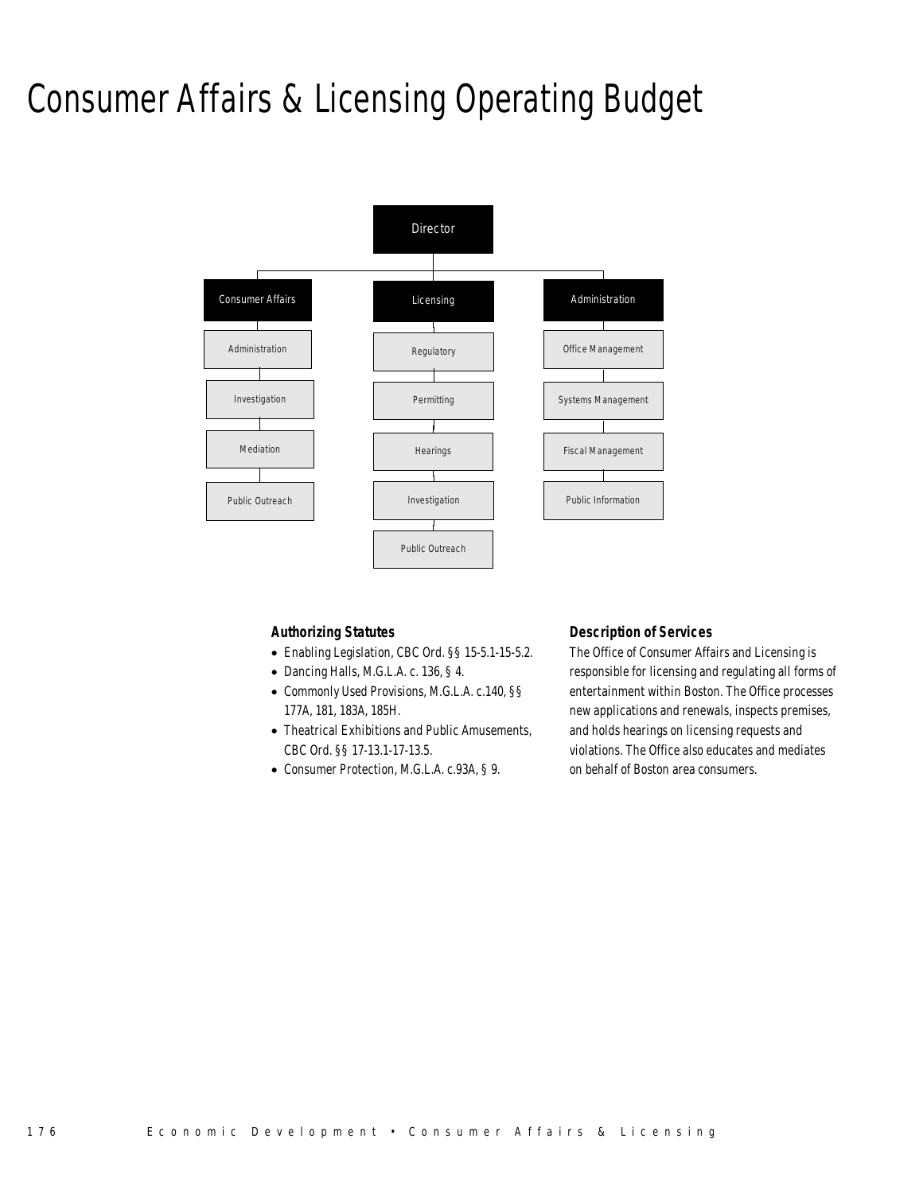# Consumer Affairs & Licensing Operating Budget

- Director
  - Consumer Affairs
    - Administration
    - Investigation
    - Mediation
    - Public Outreach
  - Licensing
    - Regulatory
    - Permitting
    - Hearings
    - Investigation
    - Public Outreach
  - Administration
    - Office Management
    - Systems Management
    - Fiscal Management
    - Public Information

### Authorizing Statutes

- Enabling Legislation, CBC Ord. §§ 15-5.1-15-5.2.
- Dancing Halls, M.G.L.A. c. 136, § 4.
- Commonly Used Provisions, M.G.L.A. c.140, §§ 177A, 181, 183A, 185H.
- Theatrical Exhibitions and Public Amusements, CBC Ord. §§ 17-13.1-17-13.5.
- Consumer Protection, M.G.L.A. c.93A, § 9.

### Description of Services

The Office of Consumer Affairs and Licensing is responsible for licensing and regulating all forms of entertainment within Boston. The Office processes new applications and renewals, inspects premises, and holds hearings on licensing requests and violations. The Office also educates and mediates on behalf of Boston area consumers.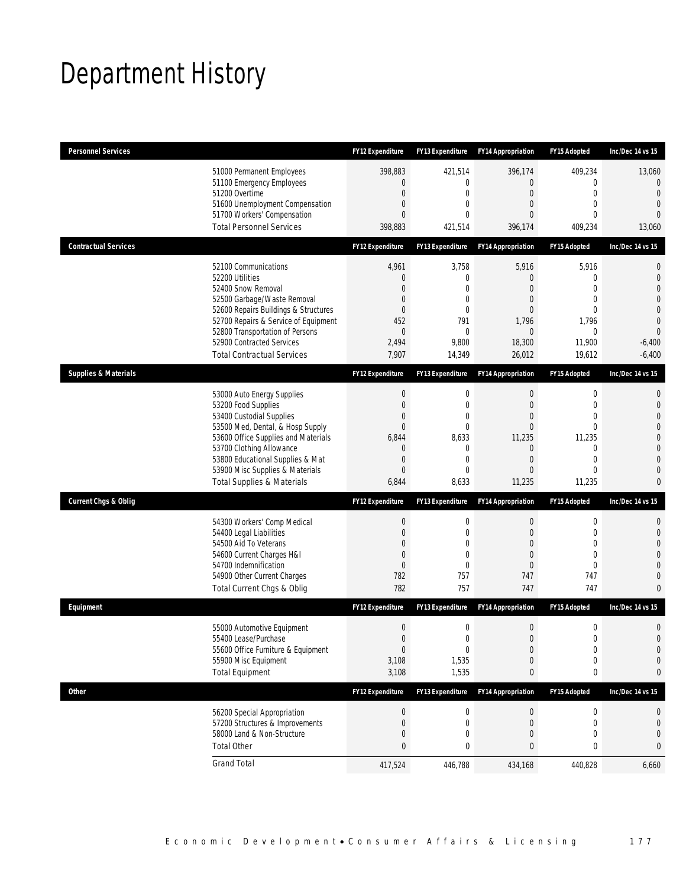# Department History

| Personnel Services | FY12 Expenditure | FY13 Expenditure | FY14 Appropriation | FY15 Adopted | Inc/Dec 14 vs 15 |
|---|---|---|---|---|---|
| 51000 Permanent Employees | 398,883 | 421,514 | 396,174 | 409,234 | 13,060 |
| 51100 Emergency Employees | 0 | 0 | 0 | 0 | 0 |
| 51200 Overtime | 0 | 0 | 0 | 0 | 0 |
| 51600 Unemployment Compensation | 0 | 0 | 0 | 0 | 0 |
| 51700 Workers' Compensation | 0 | 0 | 0 | 0 | 0 |
| Total Personnel Services | 398,883 | 421,514 | 396,174 | 409,234 | 13,060 |

| Contractual Services | FY12 Expenditure | FY13 Expenditure | FY14 Appropriation | FY15 Adopted | Inc/Dec 14 vs 15 |
|---|---|---|---|---|---|
| 52100 Communications | 4,961 | 3,758 | 5,916 | 5,916 | 0 |
| 52200 Utilities | 0 | 0 | 0 | 0 | 0 |
| 52400 Snow Removal | 0 | 0 | 0 | 0 | 0 |
| 52500 Garbage/Waste Removal | 0 | 0 | 0 | 0 | 0 |
| 52600 Repairs Buildings & Structures | 0 | 0 | 0 | 0 | 0 |
| 52700 Repairs & Service of Equipment | 452 | 791 | 1,796 | 1,796 | 0 |
| 52800 Transportation of Persons | 0 | 0 | 0 | 0 | 0 |
| 52900 Contracted Services | 2,494 | 9,800 | 18,300 | 11,900 | -6,400 |
| Total Contractual Services | 7,907 | 14,349 | 26,012 | 19,612 | -6,400 |

| Supplies & Materials | FY12 Expenditure | FY13 Expenditure | FY14 Appropriation | FY15 Adopted | Inc/Dec 14 vs 15 |
|---|---|---|---|---|---|
| 53000 Auto Energy Supplies | 0 | 0 | 0 | 0 | 0 |
| 53200 Food Supplies | 0 | 0 | 0 | 0 | 0 |
| 53400 Custodial Supplies | 0 | 0 | 0 | 0 | 0 |
| 53500 Med, Dental, & Hosp Supply | 0 | 0 | 0 | 0 | 0 |
| 53600 Office Supplies and Materials | 6,844 | 8,633 | 11,235 | 11,235 | 0 |
| 53700 Clothing Allowance | 0 | 0 | 0 | 0 | 0 |
| 53800 Educational Supplies & Mat | 0 | 0 | 0 | 0 | 0 |
| 53900 Misc Supplies & Materials | 0 | 0 | 0 | 0 | 0 |
| Total Supplies & Materials | 6,844 | 8,633 | 11,235 | 11,235 | 0 |

| Current Chgs & Oblig | FY12 Expenditure | FY13 Expenditure | FY14 Appropriation | FY15 Adopted | Inc/Dec 14 vs 15 |
|---|---|---|---|---|---|
| 54300 Workers' Comp Medical | 0 | 0 | 0 | 0 | 0 |
| 54400 Legal Liabilities | 0 | 0 | 0 | 0 | 0 |
| 54500 Aid To Veterans | 0 | 0 | 0 | 0 | 0 |
| 54600 Current Charges H&I | 0 | 0 | 0 | 0 | 0 |
| 54700 Indemnification | 0 | 0 | 0 | 0 | 0 |
| 54900 Other Current Charges | 782 | 757 | 747 | 747 | 0 |
| Total Current Chgs & Oblig | 782 | 757 | 747 | 747 | 0 |

| Equipment | FY12 Expenditure | FY13 Expenditure | FY14 Appropriation | FY15 Adopted | Inc/Dec 14 vs 15 |
|---|---|---|---|---|---|
| 55000 Automotive Equipment | 0 | 0 | 0 | 0 | 0 |
| 55400 Lease/Purchase | 0 | 0 | 0 | 0 | 0 |
| 55600 Office Furniture & Equipment | 0 | 0 | 0 | 0 | 0 |
| 55900 Misc Equipment | 3,108 | 1,535 | 0 | 0 | 0 |
| Total Equipment | 3,108 | 1,535 | 0 | 0 | 0 |

| Other | FY12 Expenditure | FY13 Expenditure | FY14 Appropriation | FY15 Adopted | Inc/Dec 14 vs 15 |
|---|---|---|---|---|---|
| 56200 Special Appropriation | 0 | 0 | 0 | 0 | 0 |
| 57200 Structures & Improvements | 0 | 0 | 0 | 0 | 0 |
| 58000 Land & Non-Structure | 0 | 0 | 0 | 0 | 0 |
| Total Other | 0 | 0 | 0 | 0 | 0 |
| Grand Total | 417,524 | 446,788 | 434,168 | 440,828 | 6,660 |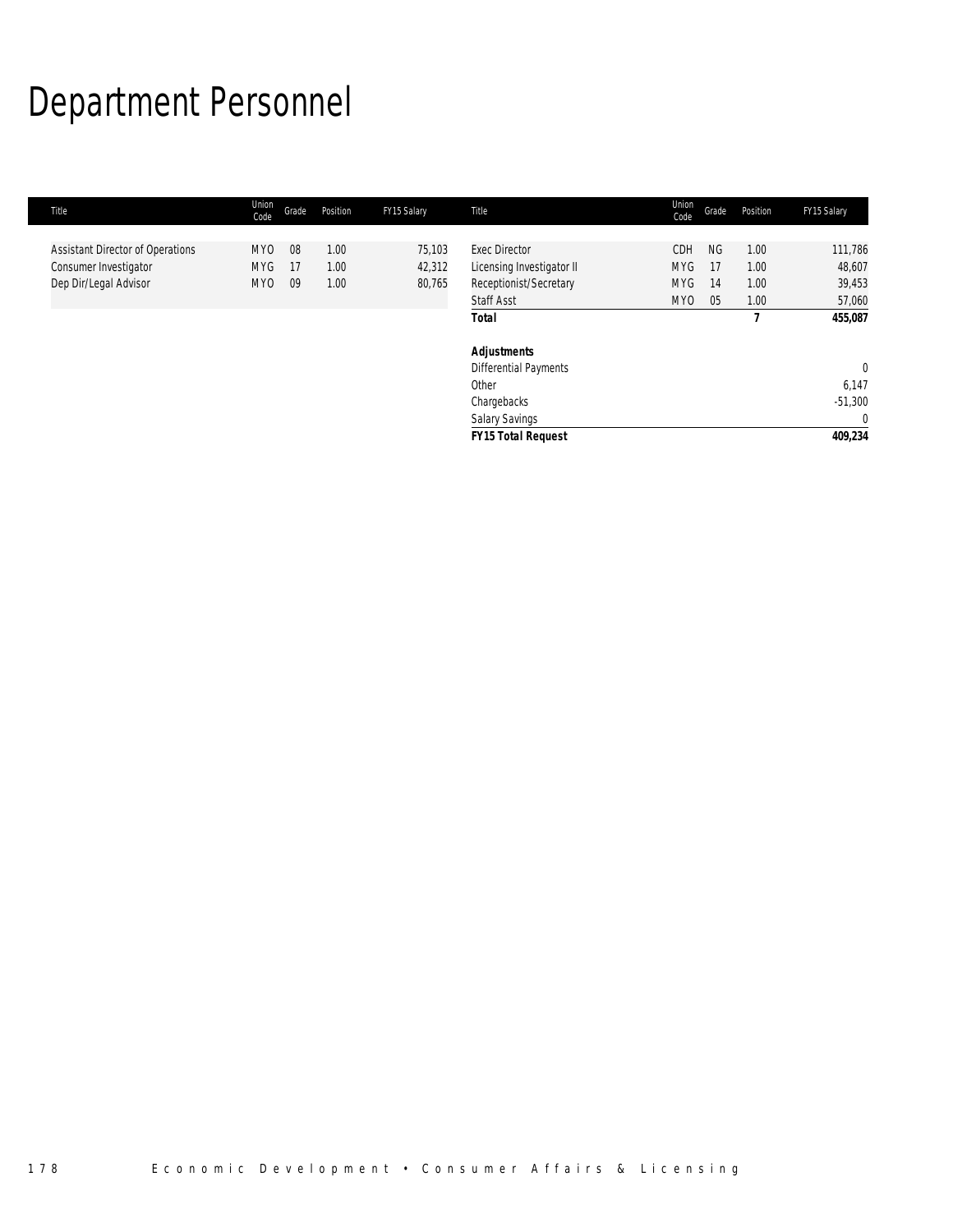# Department Personnel

| Title | Union Code | Grade | Position | FY15 Salary | Title | Union Code | Grade | Position | FY15 Salary |
|---|---|---|---|---|---|---|---|---|---|
| Assistant Director of Operations | MYO | 08 | 1.00 | 75,103 | Exec Director | CDH | NG | 1.00 | 111,786 |
| Consumer Investigator | MYG | 17 | 1.00 | 42,312 | Licensing Investigator II | MYG | 17 | 1.00 | 48,607 |
| Dep Dir/Legal Advisor | MYO | 09 | 1.00 | 80,765 | Receptionist/Secretary | MYG | 14 | 1.00 | 39,453 |
| | | | | | Staff Asst | MYO | 05 | 1.00 | 57,060 |
| | | | | | **Total** | | | **7** | **455,087** |
| | | | | | | | | | |
| | | | | | **Adjustments** | | | | |
| | | | | | Differential Payments | | | | 0 |
| | | | | | Other | | | | 6,147 |
| | | | | | Chargebacks | | | | -51,300 |
| | | | | | Salary Savings | | | | 0 |
| | | | | | ***FY15 Total Request*** | | | | **409,234** |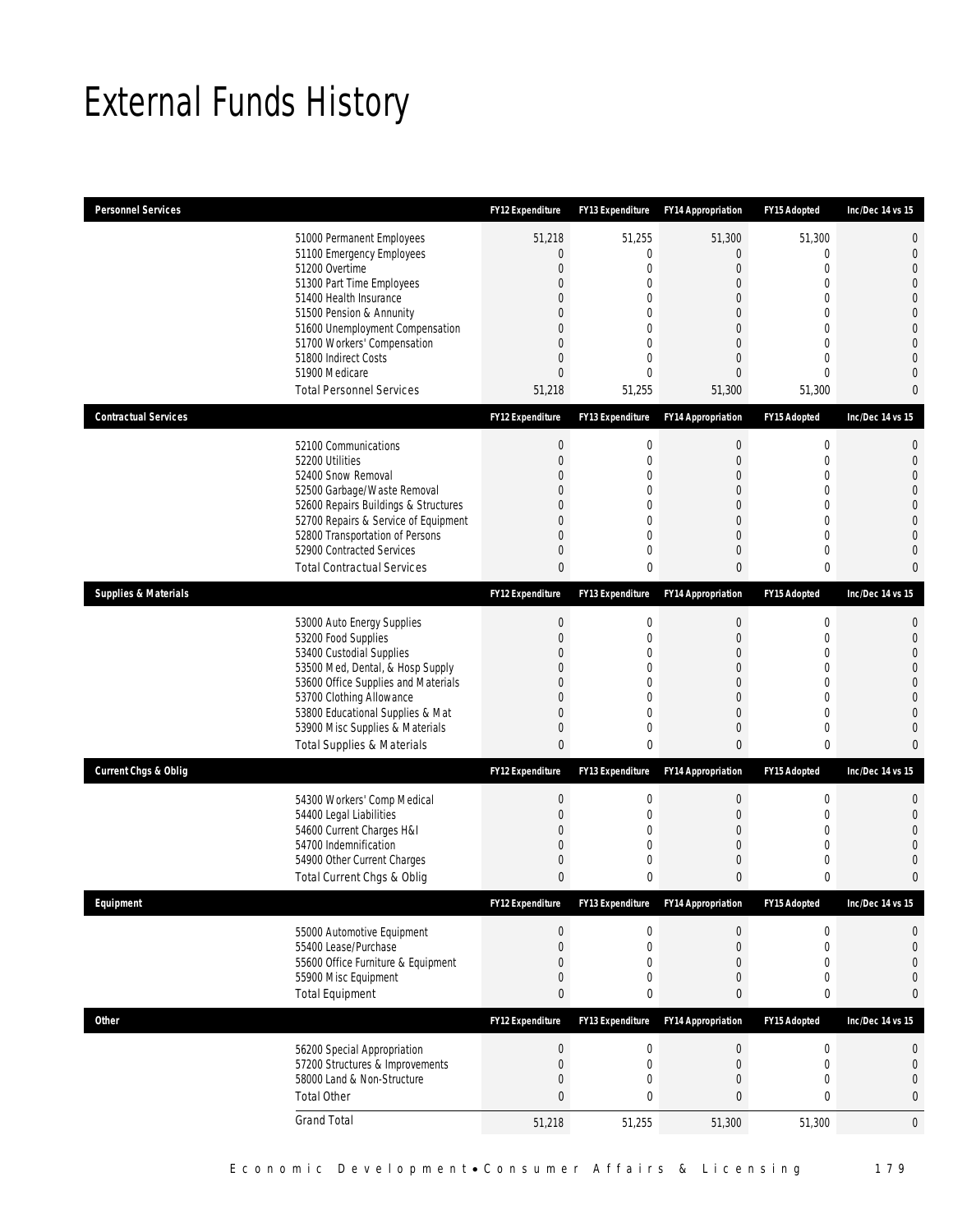# External Funds History

| Personnel Services | FY12 Expenditure | FY13 Expenditure | FY14 Appropriation | FY15 Adopted | Inc/Dec 14 vs 15 |
|---|---|---|---|---|---|
| 51000 Permanent Employees | 51,218 | 51,255 | 51,300 | 51,300 | 0 |
| 51100 Emergency Employees | 0 | 0 | 0 | 0 | 0 |
| 51200 Overtime | 0 | 0 | 0 | 0 | 0 |
| 51300 Part Time Employees | 0 | 0 | 0 | 0 | 0 |
| 51400 Health Insurance | 0 | 0 | 0 | 0 | 0 |
| 51500 Pension & Annunity | 0 | 0 | 0 | 0 | 0 |
| 51600 Unemployment Compensation | 0 | 0 | 0 | 0 | 0 |
| 51700 Workers' Compensation | 0 | 0 | 0 | 0 | 0 |
| 51800 Indirect Costs | 0 | 0 | 0 | 0 | 0 |
| 51900 Medicare | 0 | 0 | 0 | 0 | 0 |
| Total Personnel Services | 51,218 | 51,255 | 51,300 | 51,300 | 0 |

| Contractual Services | FY12 Expenditure | FY13 Expenditure | FY14 Appropriation | FY15 Adopted | Inc/Dec 14 vs 15 |
|---|---|---|---|---|---|
| 52100 Communications | 0 | 0 | 0 | 0 | 0 |
| 52200 Utilities | 0 | 0 | 0 | 0 | 0 |
| 52400 Snow Removal | 0 | 0 | 0 | 0 | 0 |
| 52500 Garbage/Waste Removal | 0 | 0 | 0 | 0 | 0 |
| 52600 Repairs Buildings & Structures | 0 | 0 | 0 | 0 | 0 |
| 52700 Repairs & Service of Equipment | 0 | 0 | 0 | 0 | 0 |
| 52800 Transportation of Persons | 0 | 0 | 0 | 0 | 0 |
| 52900 Contracted Services | 0 | 0 | 0 | 0 | 0 |
| Total Contractual Services | 0 | 0 | 0 | 0 | 0 |

| Supplies & Materials | FY12 Expenditure | FY13 Expenditure | FY14 Appropriation | FY15 Adopted | Inc/Dec 14 vs 15 |
|---|---|---|---|---|---|
| 53000 Auto Energy Supplies | 0 | 0 | 0 | 0 | 0 |
| 53200 Food Supplies | 0 | 0 | 0 | 0 | 0 |
| 53400 Custodial Supplies | 0 | 0 | 0 | 0 | 0 |
| 53500 Med, Dental, & Hosp Supply | 0 | 0 | 0 | 0 | 0 |
| 53600 Office Supplies and Materials | 0 | 0 | 0 | 0 | 0 |
| 53700 Clothing Allowance | 0 | 0 | 0 | 0 | 0 |
| 53800 Educational Supplies & Mat | 0 | 0 | 0 | 0 | 0 |
| 53900 Misc Supplies & Materials | 0 | 0 | 0 | 0 | 0 |
| Total Supplies & Materials | 0 | 0 | 0 | 0 | 0 |

| Current Chgs & Oblig | FY12 Expenditure | FY13 Expenditure | FY14 Appropriation | FY15 Adopted | Inc/Dec 14 vs 15 |
|---|---|---|---|---|---|
| 54300 Workers' Comp Medical | 0 | 0 | 0 | 0 | 0 |
| 54400 Legal Liabilities | 0 | 0 | 0 | 0 | 0 |
| 54600 Current Charges H&I | 0 | 0 | 0 | 0 | 0 |
| 54700 Indemnification | 0 | 0 | 0 | 0 | 0 |
| 54900 Other Current Charges | 0 | 0 | 0 | 0 | 0 |
| Total Current Chgs & Oblig | 0 | 0 | 0 | 0 | 0 |

| Equipment | FY12 Expenditure | FY13 Expenditure | FY14 Appropriation | FY15 Adopted | Inc/Dec 14 vs 15 |
|---|---|---|---|---|---|
| 55000 Automotive Equipment | 0 | 0 | 0 | 0 | 0 |
| 55400 Lease/Purchase | 0 | 0 | 0 | 0 | 0 |
| 55600 Office Furniture & Equipment | 0 | 0 | 0 | 0 | 0 |
| 55900 Misc Equipment | 0 | 0 | 0 | 0 | 0 |
| Total Equipment | 0 | 0 | 0 | 0 | 0 |

| Other | FY12 Expenditure | FY13 Expenditure | FY14 Appropriation | FY15 Adopted | Inc/Dec 14 vs 15 |
|---|---|---|---|---|---|
| 56200 Special Appropriation | 0 | 0 | 0 | 0 | 0 |
| 57200 Structures & Improvements | 0 | 0 | 0 | 0 | 0 |
| 58000 Land & Non-Structure | 0 | 0 | 0 | 0 | 0 |
| Total Other | 0 | 0 | 0 | 0 | 0 |
| Grand Total | 51,218 | 51,255 | 51,300 | 51,300 | 0 |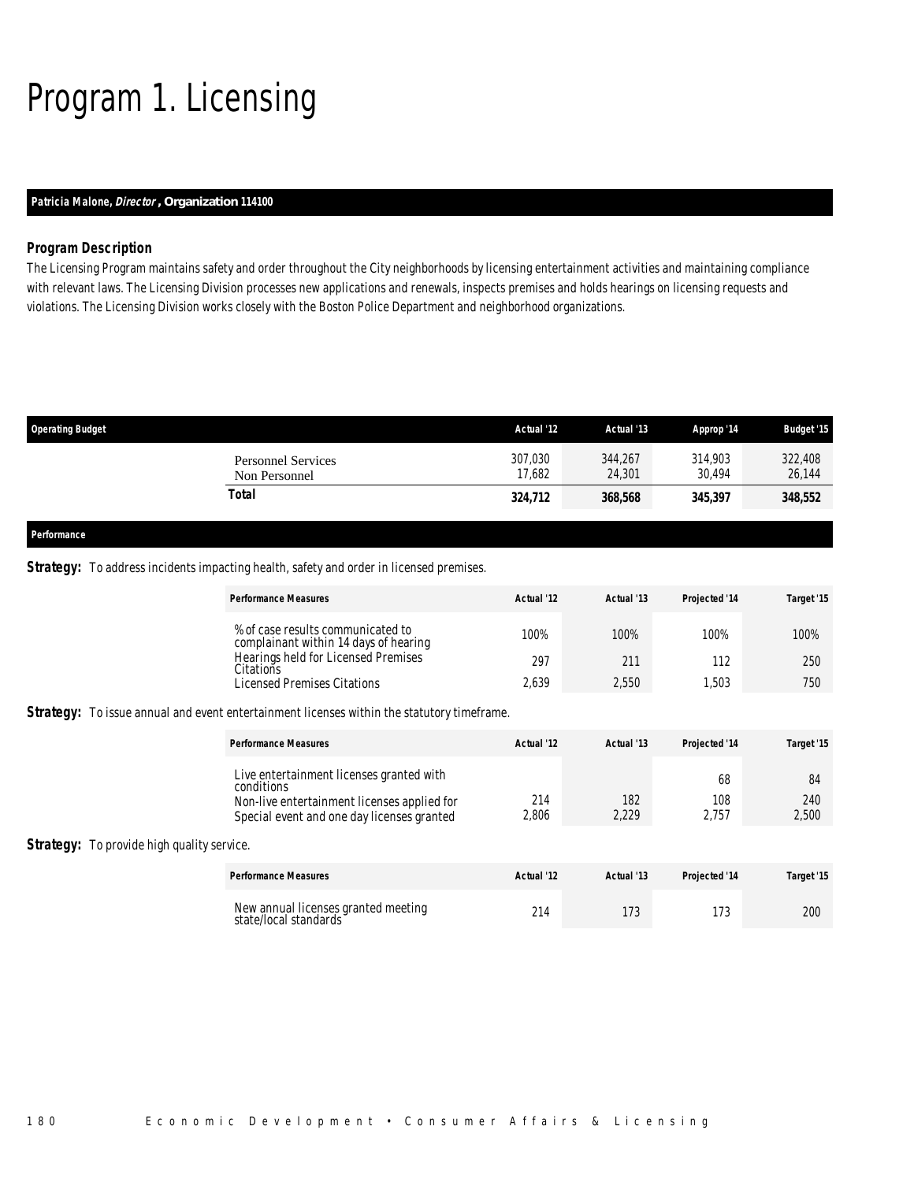# Program 1. Licensing

**Patricia Malone, *Director*, Organization 114100**

### Program Description

The Licensing Program maintains safety and order throughout the City neighborhoods by licensing entertainment activities and maintaining compliance with relevant laws. The Licensing Division processes new applications and renewals, inspects premises and holds hearings on licensing requests and violations. The Licensing Division works closely with the Boston Police Department and neighborhood organizations.

| Operating Budget | Actual '12 | Actual '13 | Approp '14 | Budget '15 |
|---|---|---|---|---|
| Personnel Services | 307,030 | 344,267 | 314,903 | 322,408 |
| Non Personnel | 17,682 | 24,301 | 30,494 | 26,144 |
| **Total** | **324,712** | **368,568** | **345,397** | **348,552** |

### Performance

**Strategy:** To address incidents impacting health, safety and order in licensed premises.

| Performance Measures | Actual '12 | Actual '13 | Projected '14 | Target '15 |
|---|---|---|---|---|
| % of case results communicated to complainant within 14 days of hearing | 100% | 100% | 100% | 100% |
| Hearings held for Licensed Premises Citations | 297 | 211 | 112 | 250 |
| Licensed Premises Citations | 2,639 | 2,550 | 1,503 | 750 |

**Strategy:** To issue annual and event entertainment licenses within the statutory timeframe.

| Performance Measures | Actual '12 | Actual '13 | Projected '14 | Target '15 |
|---|---|---|---|---|
| Live entertainment licenses granted with conditions | | | 68 | 84 |
| Non-live entertainment licenses applied for | 214 | 182 | 108 | 240 |
| Special event and one day licenses granted | 2,806 | 2,229 | 2,757 | 2,500 |

**Strategy:** To provide high quality service.

| Performance Measures | Actual '12 | Actual '13 | Projected '14 | Target '15 |
|---|---|---|---|---|
| New annual licenses granted meeting state/local standards | 214 | 173 | 173 | 200 |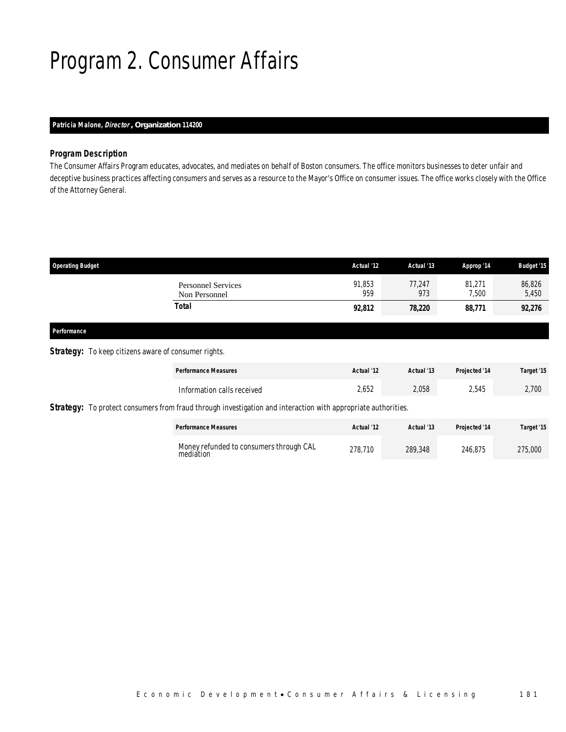# Program 2. Consumer Affairs

**Patricia Malone, *Director*, Organization 114200**

### *Program Description*

*The Consumer Affairs Program educates, advocates, and mediates on behalf of Boston consumers. The office monitors businesses to deter unfair and deceptive business practices affecting consumers and serves as a resource to the Mayor's Office on consumer issues. The office works closely with the Office of the Attorney General.*

| Operating Budget | Actual '12 | Actual '13 | Approp '14 | Budget '15 |
|---|---|---|---|---|
| Personnel Services | 91,853 | 77,247 | 81,271 | 86,826 |
| Non Personnel | 959 | 973 | 7,500 | 5,450 |
| **Total** | **92,812** | **78,220** | **88,771** | **92,276** |

### Performance

**Strategy:** To keep citizens aware of consumer rights.

| Performance Measures | Actual '12 | Actual '13 | Projected '14 | Target '15 |
|---|---|---|---|---|
| Information calls received | 2,652 | 2,058 | 2,545 | 2,700 |

**Strategy:** To protect consumers from fraud through investigation and interaction with appropriate authorities.

| Performance Measures | Actual '12 | Actual '13 | Projected '14 | Target '15 |
|---|---|---|---|---|
| Money refunded to consumers through CAL mediation | 278,710 | 289,348 | 246,875 | 275,000 |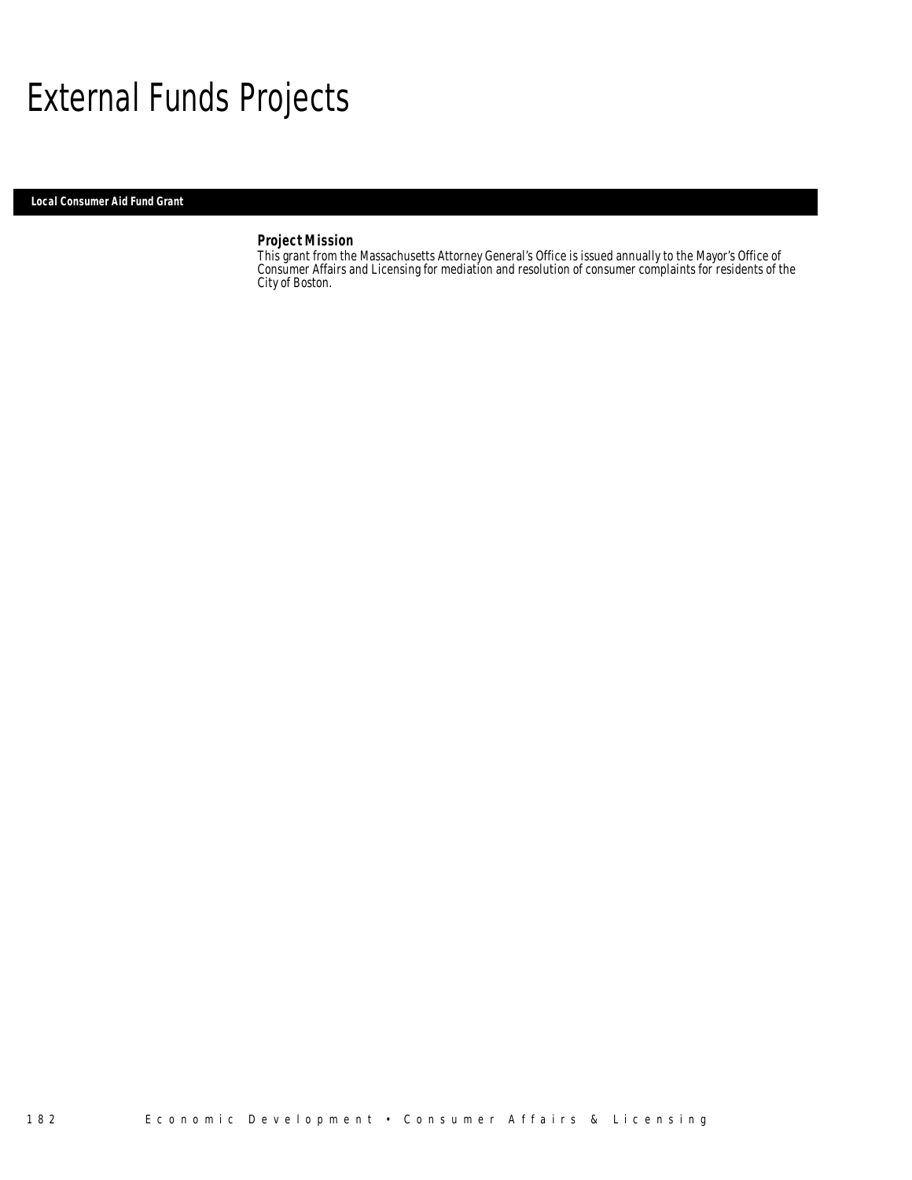# External Funds Projects

## Local Consumer Aid Fund Grant

### Project Mission

This grant from the Massachusetts Attorney General's Office is issued annually to the Mayor's Office of Consumer Affairs and Licensing for mediation and resolution of consumer complaints for residents of the City of Boston.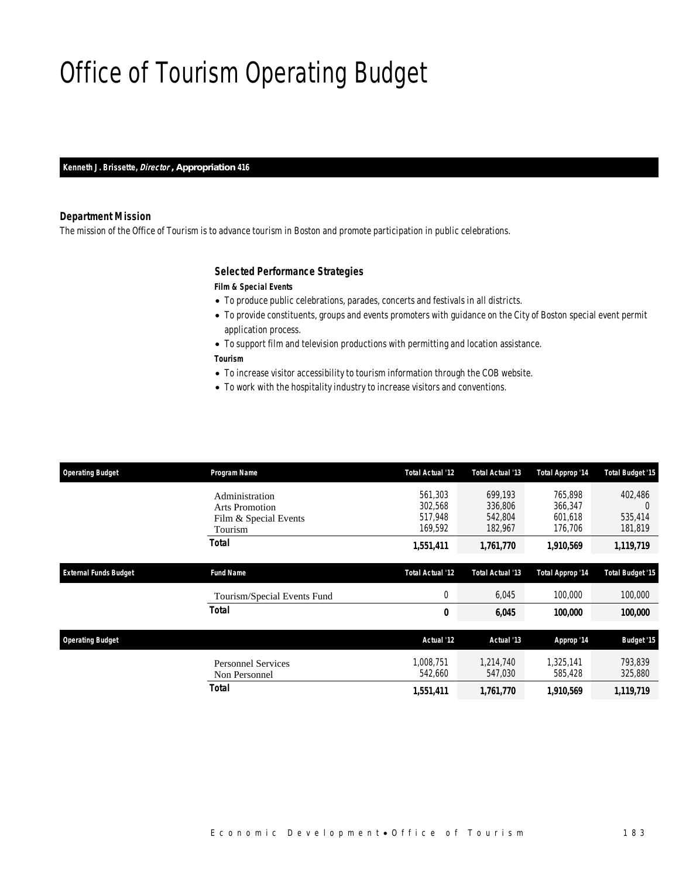# Office of Tourism Operating Budget

**Kenneth J. Brissette, *Director*, Appropriation 416**

### Department Mission

The mission of the Office of Tourism is to advance tourism in Boston and promote participation in public celebrations.

### Selected Performance Strategies

**Film & Special Events**

- To produce public celebrations, parades, concerts and festivals in all districts.
- To provide constituents, groups and events promoters with guidance on the City of Boston special event permit application process.
- To support film and television productions with permitting and location assistance.

**Tourism**

- To increase visitor accessibility to tourism information through the COB website.
- To work with the hospitality industry to increase visitors and conventions.

| Operating Budget | Program Name | Total Actual '12 | Total Actual '13 | Total Approp '14 | Total Budget '15 |
|---|---|---|---|---|---|
| | Administration | 561,303 | 699,193 | 765,898 | 402,486 |
| | Arts Promotion | 302,568 | 336,806 | 366,347 | 0 |
| | Film & Special Events | 517,948 | 542,804 | 601,618 | 535,414 |
| | Tourism | 169,592 | 182,967 | 176,706 | 181,819 |
| | **Total** | **1,551,411** | **1,761,770** | **1,910,569** | **1,119,719** |

| External Funds Budget | Fund Name | Total Actual '12 | Total Actual '13 | Total Approp '14 | Total Budget '15 |
|---|---|---|---|---|---|
| | Tourism/Special Events Fund | 0 | 6,045 | 100,000 | 100,000 |
| | **Total** | **0** | **6,045** | **100,000** | **100,000** |

| Operating Budget | | Actual '12 | Actual '13 | Approp '14 | Budget '15 |
|---|---|---|---|---|---|
| | Personnel Services | 1,008,751 | 1,214,740 | 1,325,141 | 793,839 |
| | Non Personnel | 542,660 | 547,030 | 585,428 | 325,880 |
| | **Total** | **1,551,411** | **1,761,770** | **1,910,569** | **1,119,719** |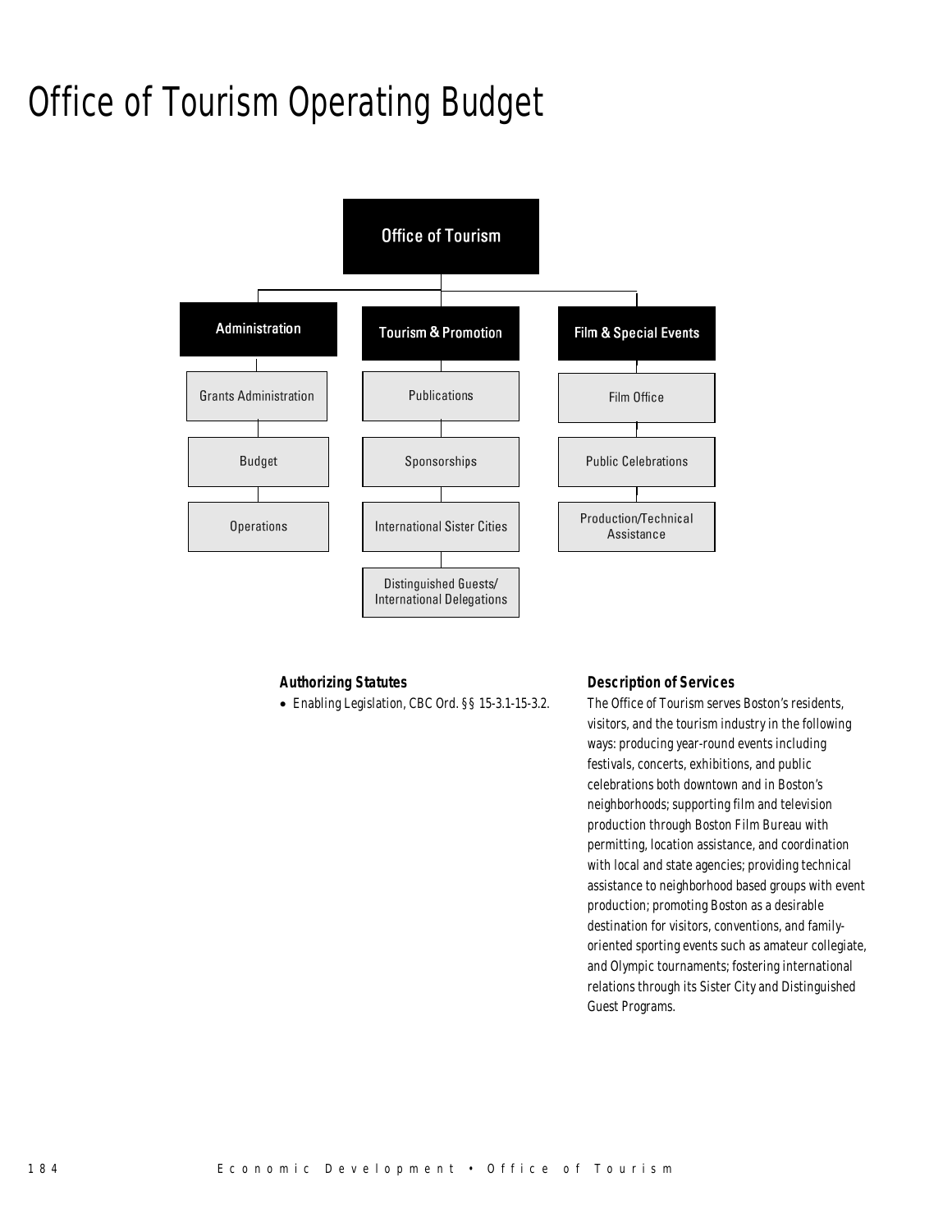# Office of Tourism Operating Budget

- Office of Tourism
  - Administration
    - Grants Administration
    - Budget
    - Operations
  - Tourism & Promotion
    - Publications
    - Sponsorships
    - International Sister Cities
    - Distinguished Guests/ International Delegations
  - Film & Special Events
    - Film Office
    - Public Celebrations
    - Production/Technical Assistance

### Authorizing Statutes

- Enabling Legislation, CBC Ord. §§ 15-3.1-15-3.2.

### Description of Services

The Office of Tourism serves Boston's residents, visitors, and the tourism industry in the following ways: producing year-round events including festivals, concerts, exhibitions, and public celebrations both downtown and in Boston's neighborhoods; supporting film and television production through Boston Film Bureau with permitting, location assistance, and coordination with local and state agencies; providing technical assistance to neighborhood based groups with event production; promoting Boston as a desirable destination for visitors, conventions, and family-oriented sporting events such as amateur collegiate, and Olympic tournaments; fostering international relations through its Sister City and Distinguished Guest Programs.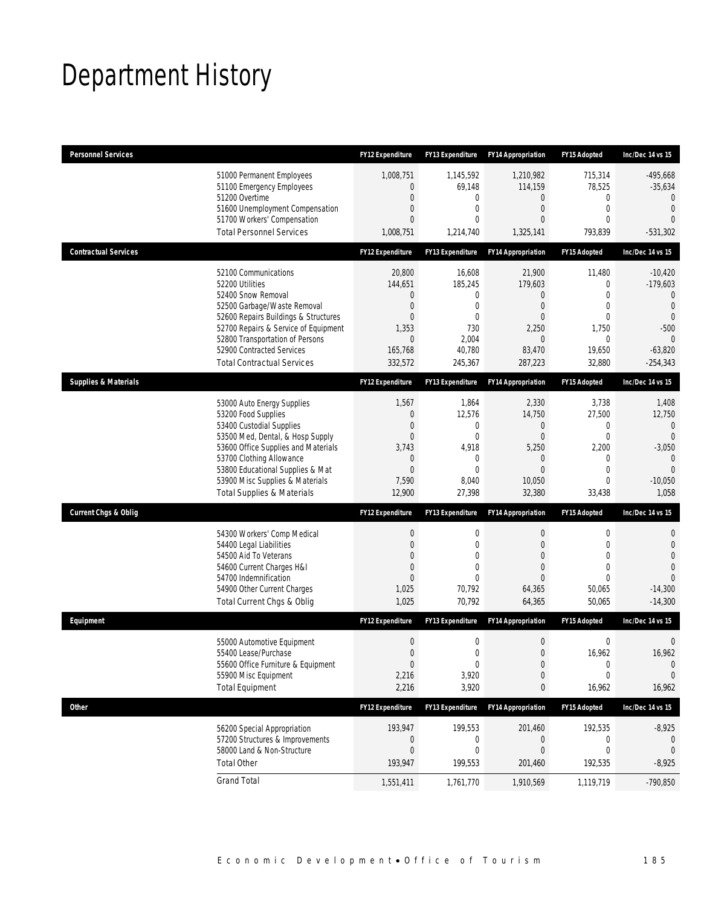# Department History

| Personnel Services | | FY12 Expenditure | FY13 Expenditure | FY14 Appropriation | FY15 Adopted | Inc/Dec 14 vs 15 |
|---|---|---|---|---|---|---|
| | 51000 Permanent Employees | 1,008,751 | 1,145,592 | 1,210,982 | 715,314 | -495,668 |
| | 51100 Emergency Employees | 0 | 69,148 | 114,159 | 78,525 | -35,634 |
| | 51200 Overtime | 0 | 0 | 0 | 0 | 0 |
| | 51600 Unemployment Compensation | 0 | 0 | 0 | 0 | 0 |
| | 51700 Workers' Compensation | 0 | 0 | 0 | 0 | 0 |
| | Total Personnel Services | 1,008,751 | 1,214,740 | 1,325,141 | 793,839 | -531,302 |
| **Contractual Services** | | **FY12 Expenditure** | **FY13 Expenditure** | **FY14 Appropriation** | **FY15 Adopted** | **Inc/Dec 14 vs 15** |
| | 52100 Communications | 20,800 | 16,608 | 21,900 | 11,480 | -10,420 |
| | 52200 Utilities | 144,651 | 185,245 | 179,603 | 0 | -179,603 |
| | 52400 Snow Removal | 0 | 0 | 0 | 0 | 0 |
| | 52500 Garbage/Waste Removal | 0 | 0 | 0 | 0 | 0 |
| | 52600 Repairs Buildings & Structures | 0 | 0 | 0 | 0 | 0 |
| | 52700 Repairs & Service of Equipment | 1,353 | 730 | 2,250 | 1,750 | -500 |
| | 52800 Transportation of Persons | 0 | 2,004 | 0 | 0 | 0 |
| | 52900 Contracted Services | 165,768 | 40,780 | 83,470 | 19,650 | -63,820 |
| | Total Contractual Services | 332,572 | 245,367 | 287,223 | 32,880 | -254,343 |
| **Supplies & Materials** | | **FY12 Expenditure** | **FY13 Expenditure** | **FY14 Appropriation** | **FY15 Adopted** | **Inc/Dec 14 vs 15** |
| | 53000 Auto Energy Supplies | 1,567 | 1,864 | 2,330 | 3,738 | 1,408 |
| | 53200 Food Supplies | 0 | 12,576 | 14,750 | 27,500 | 12,750 |
| | 53400 Custodial Supplies | 0 | 0 | 0 | 0 | 0 |
| | 53500 Med, Dental, & Hosp Supply | 0 | 0 | 0 | 0 | 0 |
| | 53600 Office Supplies and Materials | 3,743 | 4,918 | 5,250 | 2,200 | -3,050 |
| | 53700 Clothing Allowance | 0 | 0 | 0 | 0 | 0 |
| | 53800 Educational Supplies & Mat | 0 | 0 | 0 | 0 | 0 |
| | 53900 Misc Supplies & Materials | 7,590 | 8,040 | 10,050 | 0 | -10,050 |
| | Total Supplies & Materials | 12,900 | 27,398 | 32,380 | 33,438 | 1,058 |
| **Current Chgs & Oblig** | | **FY12 Expenditure** | **FY13 Expenditure** | **FY14 Appropriation** | **FY15 Adopted** | **Inc/Dec 14 vs 15** |
| | 54300 Workers' Comp Medical | 0 | 0 | 0 | 0 | 0 |
| | 54400 Legal Liabilities | 0 | 0 | 0 | 0 | 0 |
| | 54500 Aid To Veterans | 0 | 0 | 0 | 0 | 0 |
| | 54600 Current Charges H&I | 0 | 0 | 0 | 0 | 0 |
| | 54700 Indemnification | 0 | 0 | 0 | 0 | 0 |
| | 54900 Other Current Charges | 1,025 | 70,792 | 64,365 | 50,065 | -14,300 |
| | Total Current Chgs & Oblig | 1,025 | 70,792 | 64,365 | 50,065 | -14,300 |
| **Equipment** | | **FY12 Expenditure** | **FY13 Expenditure** | **FY14 Appropriation** | **FY15 Adopted** | **Inc/Dec 14 vs 15** |
| | 55000 Automotive Equipment | 0 | 0 | 0 | 0 | 0 |
| | 55400 Lease/Purchase | 0 | 0 | 0 | 16,962 | 16,962 |
| | 55600 Office Furniture & Equipment | 0 | 0 | 0 | 0 | 0 |
| | 55900 Misc Equipment | 2,216 | 3,920 | 0 | 0 | 0 |
| | Total Equipment | 2,216 | 3,920 | 0 | 16,962 | 16,962 |
| **Other** | | **FY12 Expenditure** | **FY13 Expenditure** | **FY14 Appropriation** | **FY15 Adopted** | **Inc/Dec 14 vs 15** |
| | 56200 Special Appropriation | 193,947 | 199,553 | 201,460 | 192,535 | -8,925 |
| | 57200 Structures & Improvements | 0 | 0 | 0 | 0 | 0 |
| | 58000 Land & Non-Structure | 0 | 0 | 0 | 0 | 0 |
| | Total Other | 193,947 | 199,553 | 201,460 | 192,535 | -8,925 |
| | Grand Total | 1,551,411 | 1,761,770 | 1,910,569 | 1,119,719 | -790,850 |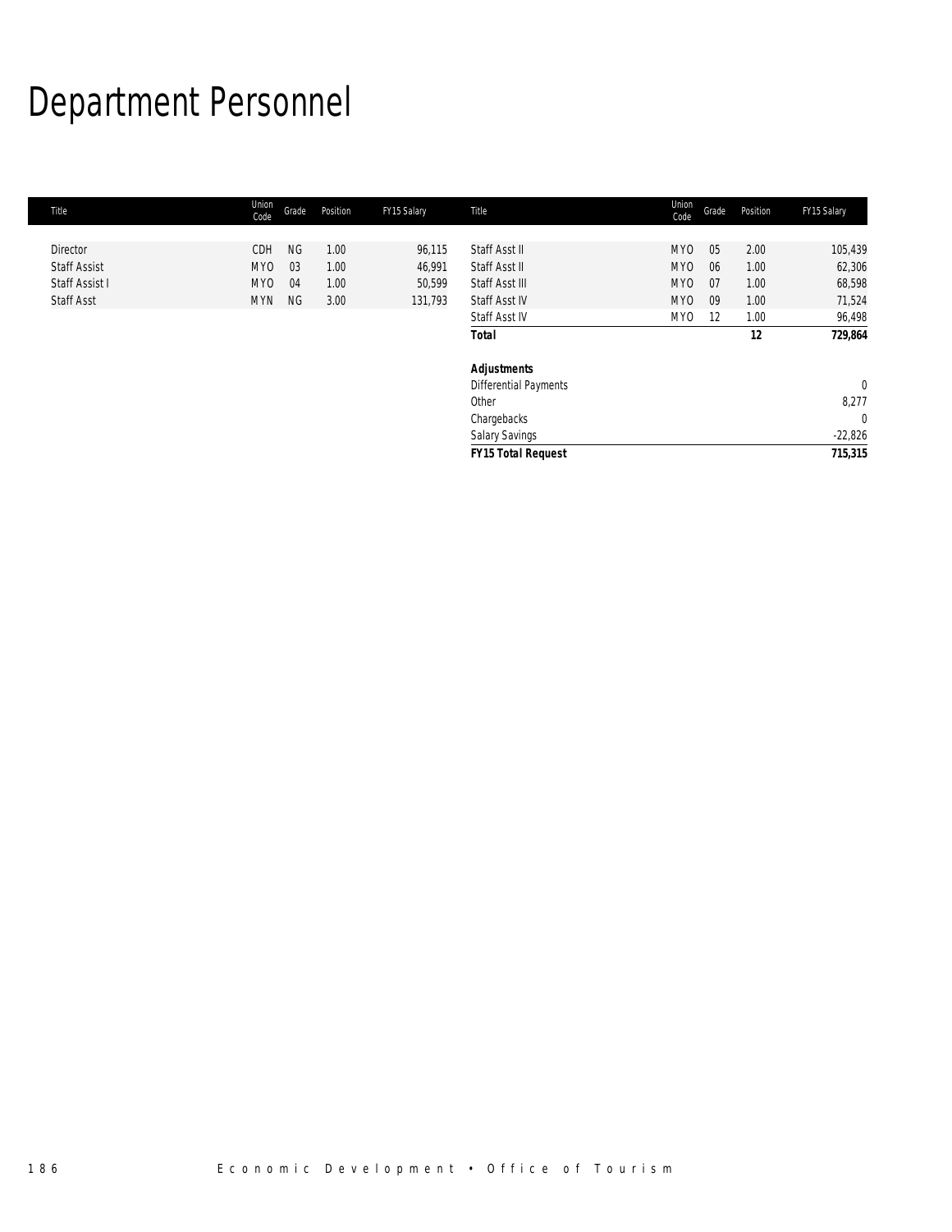# Department Personnel

| Title | Union Code | Grade | Position | FY15 Salary | Title | Union Code | Grade | Position | FY15 Salary |
|---|---|---|---|---|---|---|---|---|---|
| Director | CDH | NG | 1.00 | 96,115 | Staff Asst II | MYO | 05 | 2.00 | 105,439 |
| Staff Assist | MYO | 03 | 1.00 | 46,991 | Staff Asst II | MYO | 06 | 1.00 | 62,306 |
| Staff Assist I | MYO | 04 | 1.00 | 50,599 | Staff Asst III | MYO | 07 | 1.00 | 68,598 |
| Staff Asst | MYN | NG | 3.00 | 131,793 | Staff Asst IV | MYO | 09 | 1.00 | 71,524 |
| | | | | | Staff Asst IV | MYO | 12 | 1.00 | 96,498 |
| | | | | | **Total** | | | **12** | **729,864** |
| | | | | | | | | | |
| | | | | | ***Adjustments*** | | | | |
| | | | | | Differential Payments | | | | 0 |
| | | | | | Other | | | | 8,277 |
| | | | | | Chargebacks | | | | 0 |
| | | | | | Salary Savings | | | | -22,826 |
| | | | | | ***FY15 Total Request*** | | | | ***715,315*** |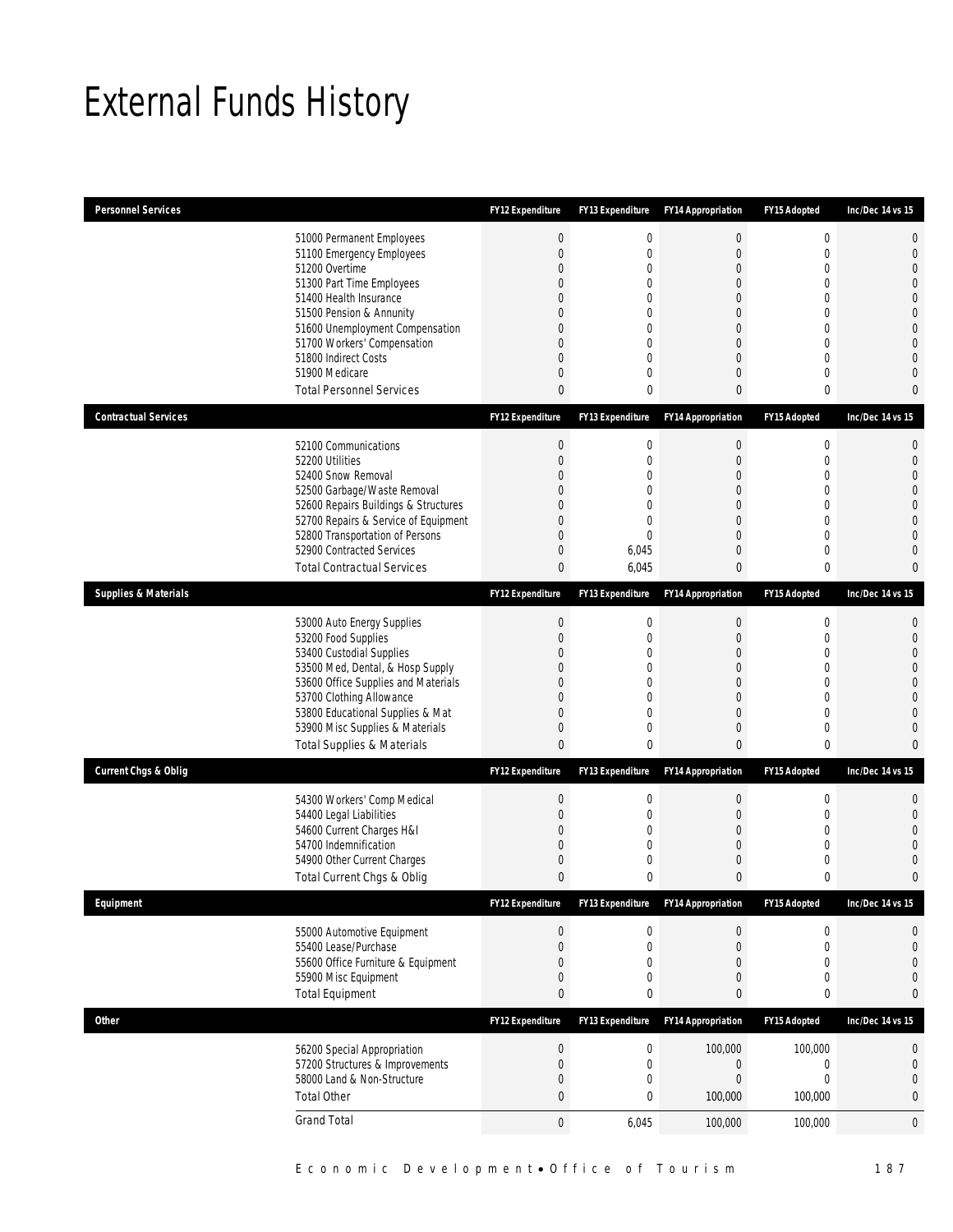# External Funds History

| Personnel Services | | FY12 Expenditure | FY13 Expenditure | FY14 Appropriation | FY15 Adopted | Inc/Dec 14 vs 15 |
|---|---|---|---|---|---|---|
| | 51000 Permanent Employees | 0 | 0 | 0 | 0 | 0 |
| | 51100 Emergency Employees | 0 | 0 | 0 | 0 | 0 |
| | 51200 Overtime | 0 | 0 | 0 | 0 | 0 |
| | 51300 Part Time Employees | 0 | 0 | 0 | 0 | 0 |
| | 51400 Health Insurance | 0 | 0 | 0 | 0 | 0 |
| | 51500 Pension & Annunity | 0 | 0 | 0 | 0 | 0 |
| | 51600 Unemployment Compensation | 0 | 0 | 0 | 0 | 0 |
| | 51700 Workers' Compensation | 0 | 0 | 0 | 0 | 0 |
| | 51800 Indirect Costs | 0 | 0 | 0 | 0 | 0 |
| | 51900 Medicare | 0 | 0 | 0 | 0 | 0 |
| | Total Personnel Services | 0 | 0 | 0 | 0 | 0 |

| Contractual Services | | FY12 Expenditure | FY13 Expenditure | FY14 Appropriation | FY15 Adopted | Inc/Dec 14 vs 15 |
|---|---|---|---|---|---|---|
| | 52100 Communications | 0 | 0 | 0 | 0 | 0 |
| | 52200 Utilities | 0 | 0 | 0 | 0 | 0 |
| | 52400 Snow Removal | 0 | 0 | 0 | 0 | 0 |
| | 52500 Garbage/Waste Removal | 0 | 0 | 0 | 0 | 0 |
| | 52600 Repairs Buildings & Structures | 0 | 0 | 0 | 0 | 0 |
| | 52700 Repairs & Service of Equipment | 0 | 0 | 0 | 0 | 0 |
| | 52800 Transportation of Persons | 0 | 0 | 0 | 0 | 0 |
| | 52900 Contracted Services | 0 | 6,045 | 0 | 0 | 0 |
| | Total Contractual Services | 0 | 6,045 | 0 | 0 | 0 |

| Supplies & Materials | | FY12 Expenditure | FY13 Expenditure | FY14 Appropriation | FY15 Adopted | Inc/Dec 14 vs 15 |
|---|---|---|---|---|---|---|
| | 53000 Auto Energy Supplies | 0 | 0 | 0 | 0 | 0 |
| | 53200 Food Supplies | 0 | 0 | 0 | 0 | 0 |
| | 53400 Custodial Supplies | 0 | 0 | 0 | 0 | 0 |
| | 53500 Med, Dental, & Hosp Supply | 0 | 0 | 0 | 0 | 0 |
| | 53600 Office Supplies and Materials | 0 | 0 | 0 | 0 | 0 |
| | 53700 Clothing Allowance | 0 | 0 | 0 | 0 | 0 |
| | 53800 Educational Supplies & Mat | 0 | 0 | 0 | 0 | 0 |
| | 53900 Misc Supplies & Materials | 0 | 0 | 0 | 0 | 0 |
| | Total Supplies & Materials | 0 | 0 | 0 | 0 | 0 |

| Current Chgs & Oblig | | FY12 Expenditure | FY13 Expenditure | FY14 Appropriation | FY15 Adopted | Inc/Dec 14 vs 15 |
|---|---|---|---|---|---|---|
| | 54300 Workers' Comp Medical | 0 | 0 | 0 | 0 | 0 |
| | 54400 Legal Liabilities | 0 | 0 | 0 | 0 | 0 |
| | 54600 Current Charges H&I | 0 | 0 | 0 | 0 | 0 |
| | 54700 Indemnification | 0 | 0 | 0 | 0 | 0 |
| | 54900 Other Current Charges | 0 | 0 | 0 | 0 | 0 |
| | Total Current Chgs & Oblig | 0 | 0 | 0 | 0 | 0 |

| Equipment | | FY12 Expenditure | FY13 Expenditure | FY14 Appropriation | FY15 Adopted | Inc/Dec 14 vs 15 |
|---|---|---|---|---|---|---|
| | 55000 Automotive Equipment | 0 | 0 | 0 | 0 | 0 |
| | 55400 Lease/Purchase | 0 | 0 | 0 | 0 | 0 |
| | 55600 Office Furniture & Equipment | 0 | 0 | 0 | 0 | 0 |
| | 55900 Misc Equipment | 0 | 0 | 0 | 0 | 0 |
| | Total Equipment | 0 | 0 | 0 | 0 | 0 |

| Other | | FY12 Expenditure | FY13 Expenditure | FY14 Appropriation | FY15 Adopted | Inc/Dec 14 vs 15 |
|---|---|---|---|---|---|---|
| | 56200 Special Appropriation | 0 | 0 | 100,000 | 100,000 | 0 |
| | 57200 Structures & Improvements | 0 | 0 | 0 | 0 | 0 |
| | 58000 Land & Non-Structure | 0 | 0 | 0 | 0 | 0 |
| | Total Other | 0 | 0 | 100,000 | 100,000 | 0 |
| | Grand Total | 0 | 6,045 | 100,000 | 100,000 | 0 |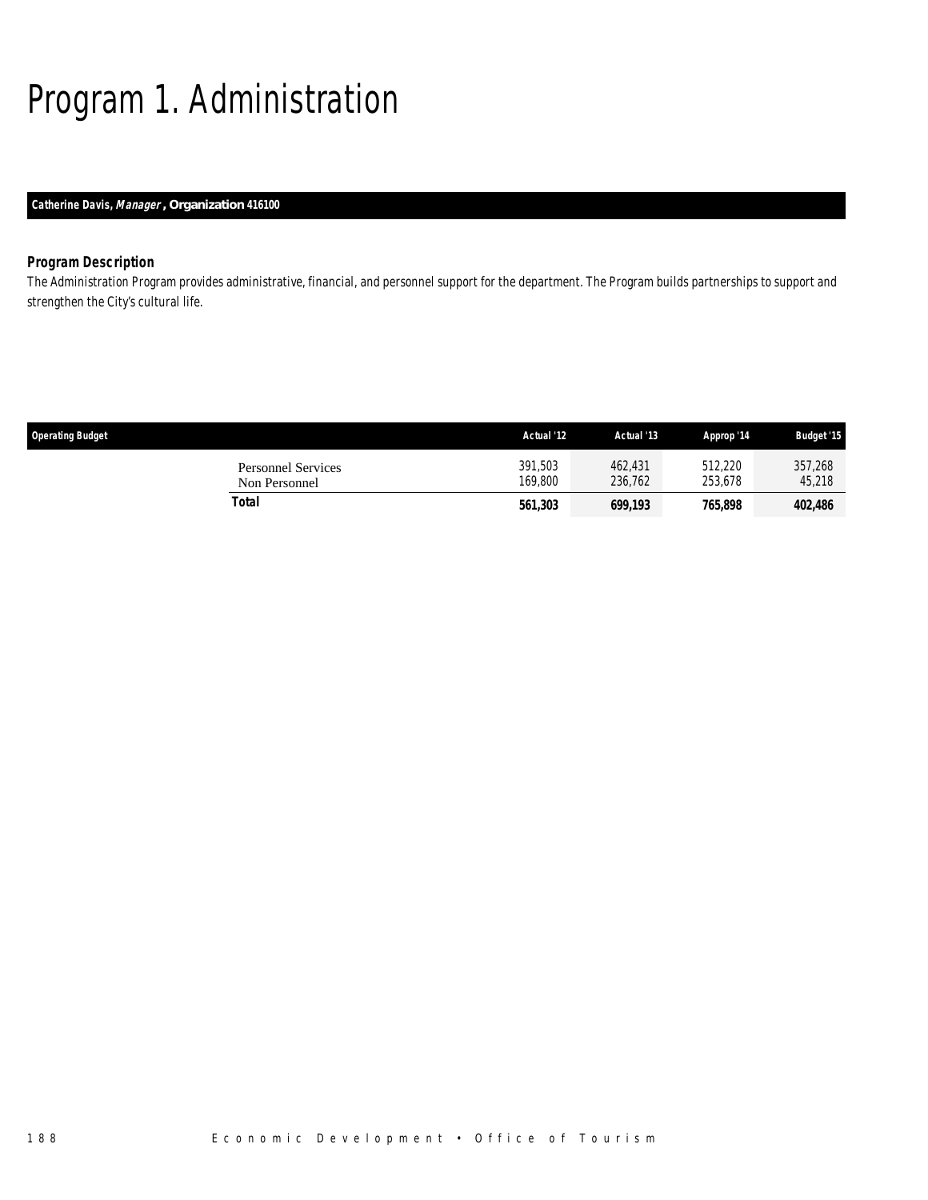# Program 1. Administration

**Catherine Davis, *Manager*, Organization 416100**

### Program Description

The Administration Program provides administrative, financial, and personnel support for the department. The Program builds partnerships to support and strengthen the City's cultural life.

| Operating Budget | Actual '12 | Actual '13 | Approp '14 | Budget '15 |
|---|---|---|---|---|
| Personnel Services | 391,503 | 462,431 | 512,220 | 357,268 |
| Non Personnel | 169,800 | 236,762 | 253,678 | 45,218 |
| **Total** | **561,303** | **699,193** | **765,898** | **402,486** |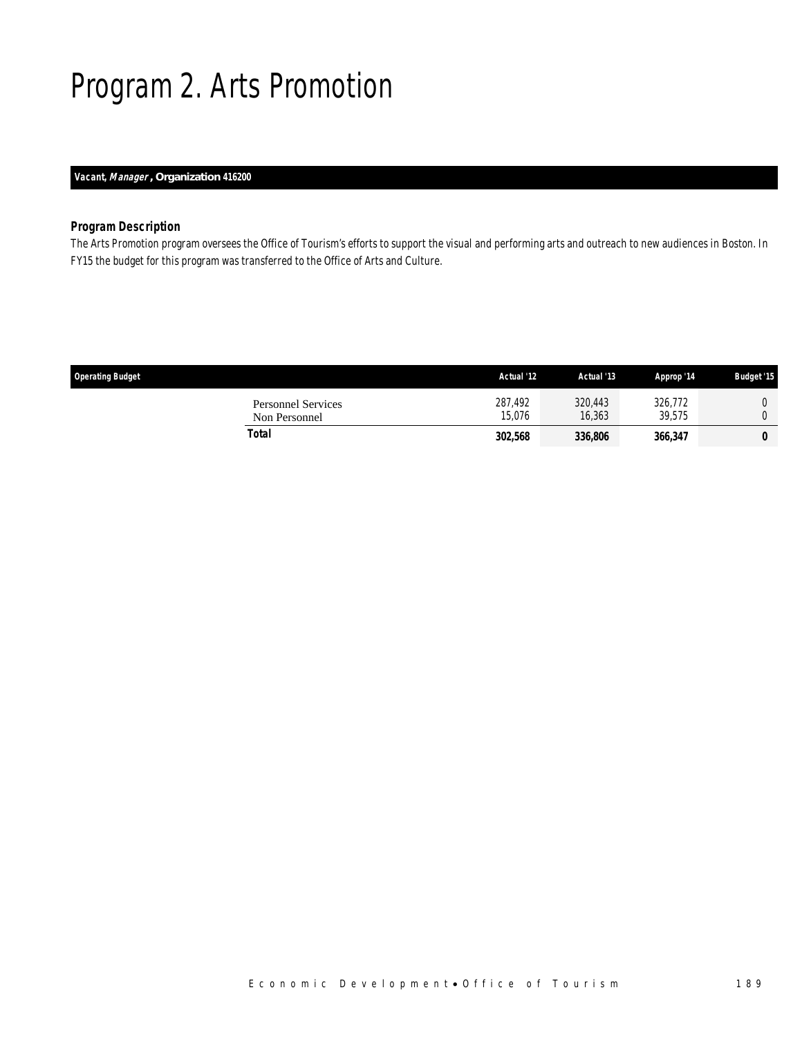# Program 2. Arts Promotion

**Vacant, *Manager*, Organization 416200**

### *Program Description*

*The Arts Promotion program oversees the Office of Tourism's efforts to support the visual and performing arts and outreach to new audiences in Boston. In FY15 the budget for this program was transferred to the Office of Arts and Culture.*

| Operating Budget | Actual '12 | Actual '13 | Approp '14 | Budget '15 |
|---|---|---|---|---|
| Personnel Services | 287,492 | 320,443 | 326,772 | 0 |
| Non Personnel | 15,076 | 16,363 | 39,575 | 0 |
| **Total** | **302,568** | **336,806** | **366,347** | **0** |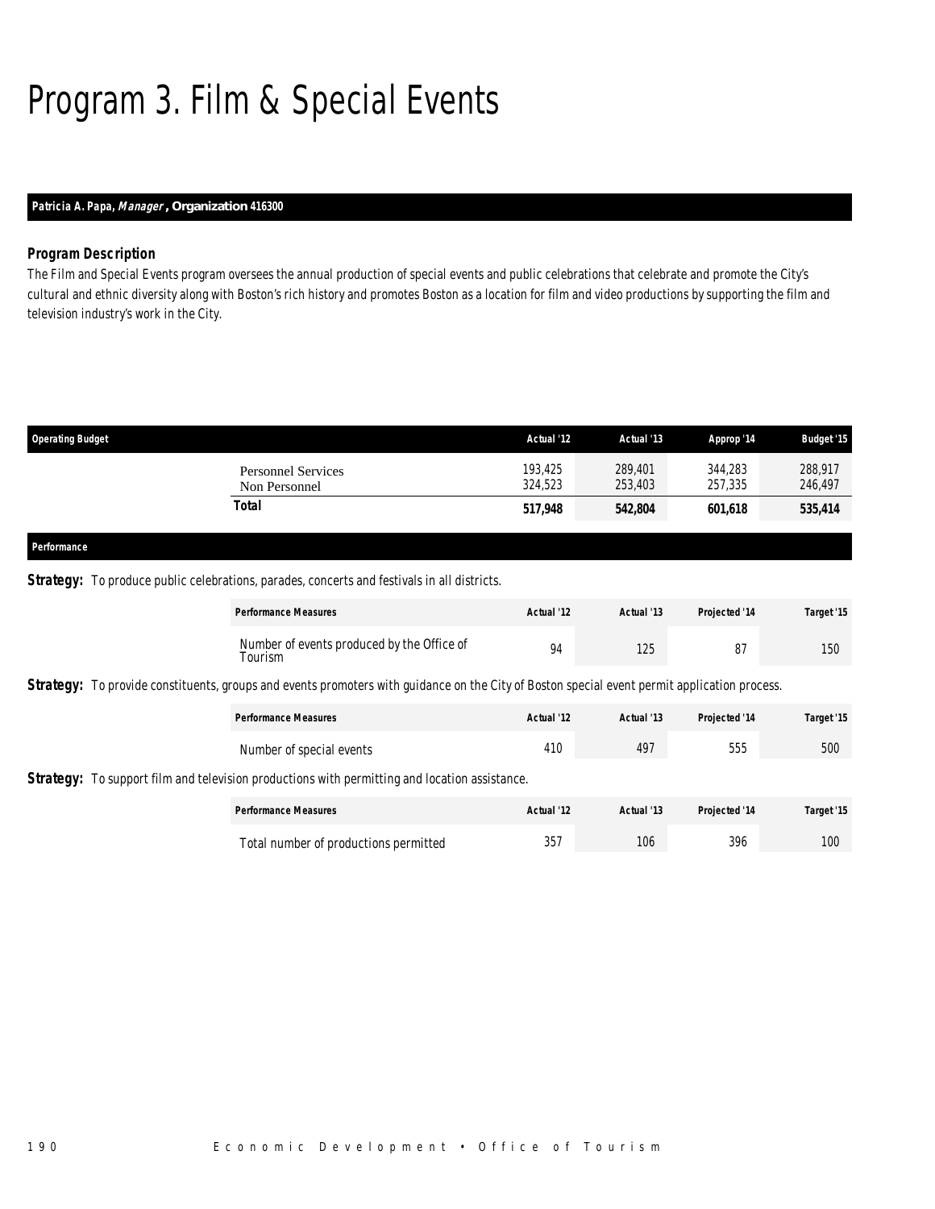# Program 3. Film & Special Events

**Patricia A. Papa, *Manager*, Organization 416300**

### Program Description

The Film and Special Events program oversees the annual production of special events and public celebrations that celebrate and promote the City's cultural and ethnic diversity along with Boston's rich history and promotes Boston as a location for film and video productions by supporting the film and television industry's work in the City.

| Operating Budget | Actual '12 | Actual '13 | Approp '14 | Budget '15 |
|---|---|---|---|---|
| Personnel Services | 193,425 | 289,401 | 344,283 | 288,917 |
| Non Personnel | 324,523 | 253,403 | 257,335 | 246,497 |
| **Total** | **517,948** | **542,804** | **601,618** | **535,414** |

### Performance

**Strategy:** To produce public celebrations, parades, concerts and festivals in all districts.

| Performance Measures | Actual '12 | Actual '13 | Projected '14 | Target '15 |
|---|---|---|---|---|
| Number of events produced by the Office of Tourism | 94 | 125 | 87 | 150 |

**Strategy:** To provide constituents, groups and events promoters with guidance on the City of Boston special event permit application process.

| Performance Measures | Actual '12 | Actual '13 | Projected '14 | Target '15 |
|---|---|---|---|---|
| Number of special events | 410 | 497 | 555 | 500 |

**Strategy:** To support film and television productions with permitting and location assistance.

| Performance Measures | Actual '12 | Actual '13 | Projected '14 | Target '15 |
|---|---|---|---|---|
| Total number of productions permitted | 357 | 106 | 396 | 100 |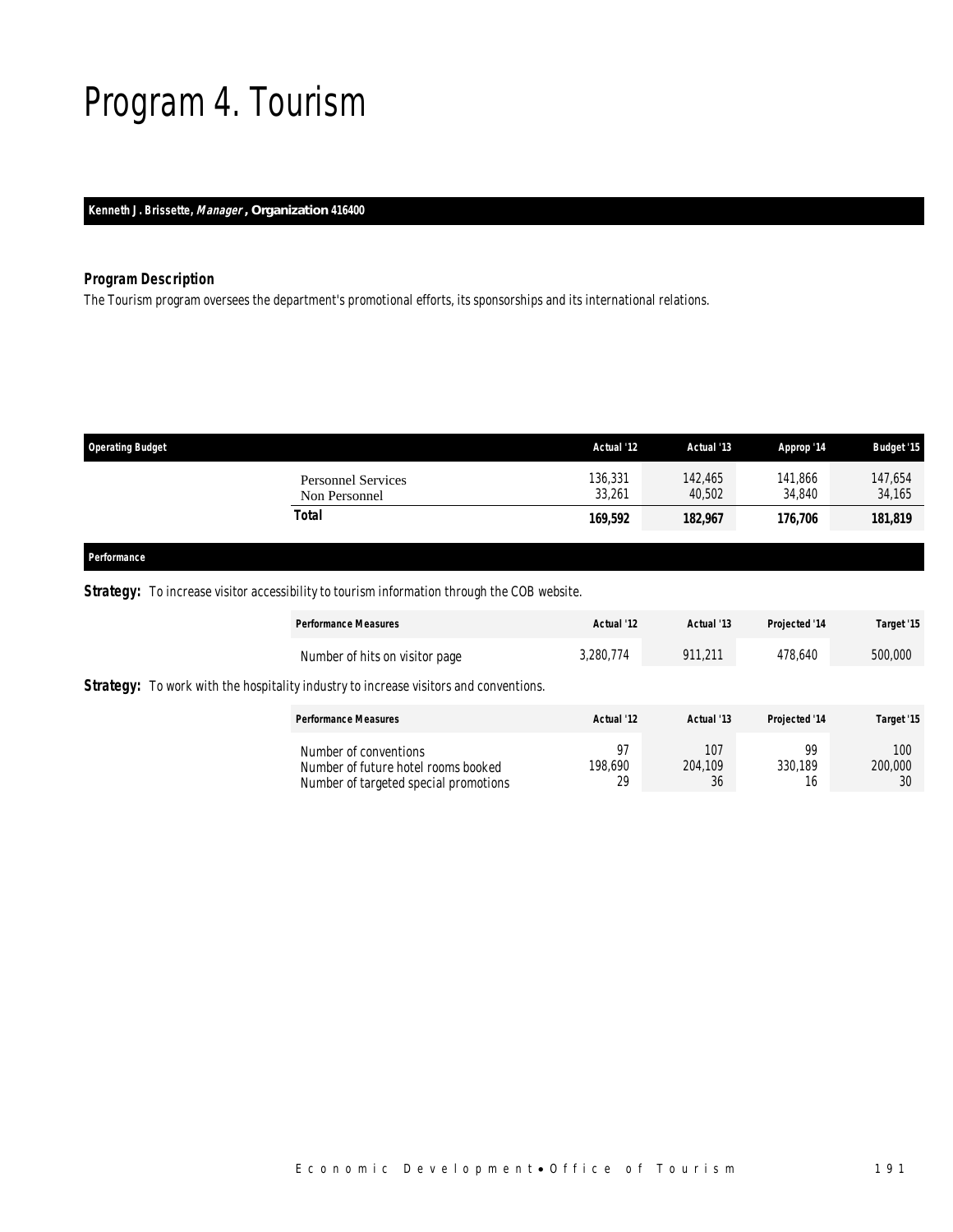# Program 4. Tourism

**Kenneth J. Brissette, *Manager*, Organization 416400**

### Program Description

The Tourism program oversees the department's promotional efforts, its sponsorships and its international relations.

| Operating Budget | Actual '12 | Actual '13 | Approp '14 | Budget '15 |
|---|---|---|---|---|
| Personnel Services | 136,331 | 142,465 | 141,866 | 147,654 |
| Non Personnel | 33,261 | 40,502 | 34,840 | 34,165 |
| **Total** | **169,592** | **182,967** | **176,706** | **181,819** |

### Performance

**Strategy:** To increase visitor accessibility to tourism information through the COB website.

| Performance Measures | Actual '12 | Actual '13 | Projected '14 | Target '15 |
|---|---|---|---|---|
| Number of hits on visitor page | 3,280,774 | 911,211 | 478,640 | 500,000 |

**Strategy:** To work with the hospitality industry to increase visitors and conventions.

| Performance Measures | Actual '12 | Actual '13 | Projected '14 | Target '15 |
|---|---|---|---|---|
| Number of conventions | 97 | 107 | 99 | 100 |
| Number of future hotel rooms booked | 198,690 | 204,109 | 330,189 | 200,000 |
| Number of targeted special promotions | 29 | 36 | 16 | 30 |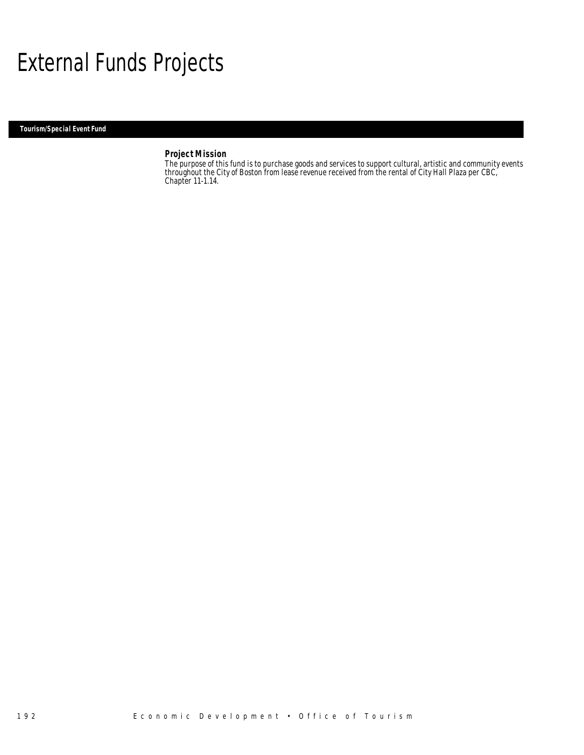# External Funds Projects

## Tourism/Special Event Fund

### Project Mission

The purpose of this fund is to purchase goods and services to support cultural, artistic and community events throughout the City of Boston from lease revenue received from the rental of City Hall Plaza per CBC, Chapter 11-1.14.